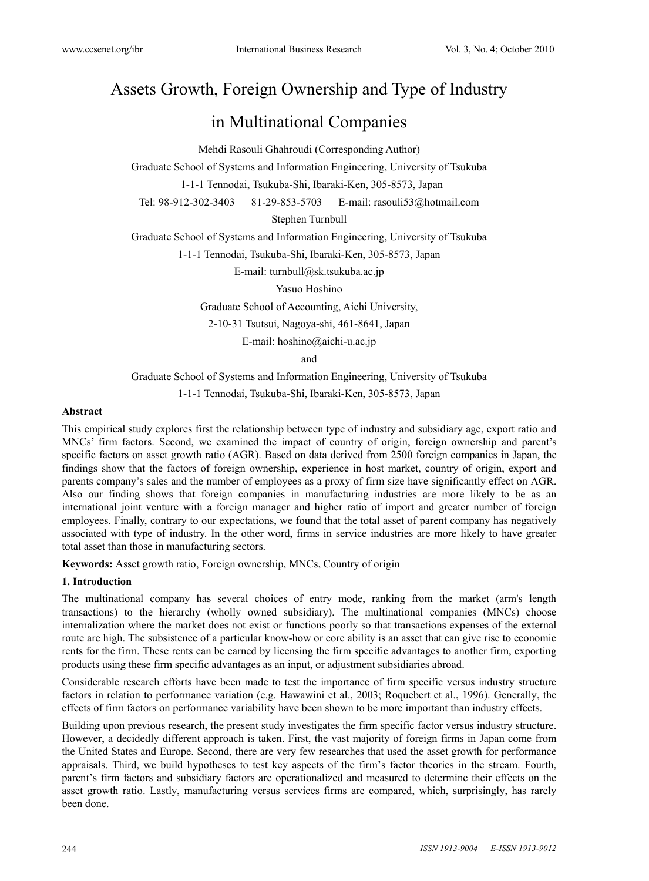# Assets Growth, Foreign Ownership and Type of Industry in Multinational Companies

Mehdi Rasouli Ghahroudi (Corresponding Author)

Graduate School of Systems and Information Engineering, University of Tsukuba

1-1-1 Tennodai, Tsukuba-Shi, Ibaraki-Ken, 305-8573, Japan

Tel: 98-912-302-3403 81-29-853-5703 E-mail: rasouli53@hotmail.com

Stephen Turnbull

Graduate School of Systems and Information Engineering, University of Tsukuba

1-1-1 Tennodai, Tsukuba-Shi, Ibaraki-Ken, 305-8573, Japan

E-mail: turnbull@sk.tsukuba.ac.jp

Yasuo Hoshino

Graduate School of Accounting, Aichi University,

2-10-31 Tsutsui, Nagoya-shi, 461-8641, Japan

E-mail: hoshino@aichi-u.ac.jp

and

Graduate School of Systems and Information Engineering, University of Tsukuba

1-1-1 Tennodai, Tsukuba-Shi, Ibaraki-Ken, 305-8573, Japan

**Abstract**

This empirical study explores first the relationship between type of industry and subsidiary age, export ratio and MNCs' firm factors. Second, we examined the impact of country of origin, foreign ownership and parent's specific factors on asset growth ratio (AGR). Based on data derived from 2500 foreign companies in Japan, the findings show that the factors of foreign ownership, experience in host market, country of origin, export and parents company's sales and the number of employees as a proxy of firm size have significantly effect on AGR. Also our finding shows that foreign companies in manufacturing industries are more likely to be as an international joint venture with a foreign manager and higher ratio of import and greater number of foreign employees. Finally, contrary to our expectations, we found that the total asset of parent company has negatively associated with type of industry. In the other word, firms in service industries are more likely to have greater total asset than those in manufacturing sectors.

**Keywords:** Asset growth ratio, Foreign ownership, MNCs, Country of origin

## 1. Introduction

The multinational company has several choices of entry mode, ranking from the market (arm's length transactions) to the hierarchy (wholly owned subsidiary). The multinational companies (MNCs) choose internalization where the market does not exist or functions poorly so that transactions expenses of the external route are high. The subsistence of a particular know-how or core ability is an asset that can give rise to economic rents for the firm. These rents can be earned by licensing the firm specific advantages to another firm, exporting products using these firm specific advantages as an input, or adjustment subsidiaries abroad.

Considerable research efforts have been made to test the importance of firm specific versus industry structure factors in relation to performance variation (e.g. Hawawini et al., 2003; Roquebert et al., 1996). Generally, the effects of firm factors on performance variability have been shown to be more important than industry effects.

Building upon previous research, the present study investigates the firm specific factor versus industry structure. However, a decidedly different approach is taken. First, the vast majority of foreign firms in Japan come from the United States and Europe. Second, there are very few researches that used the asset growth for performance appraisals. Third, we build hypotheses to test key aspects of the firm's factor theories in the stream. Fourth, parent's firm factors and subsidiary factors are operationalized and measured to determine their effects on the asset growth ratio. Lastly, manufacturing versus services firms are compared, which, surprisingly, has rarely been done.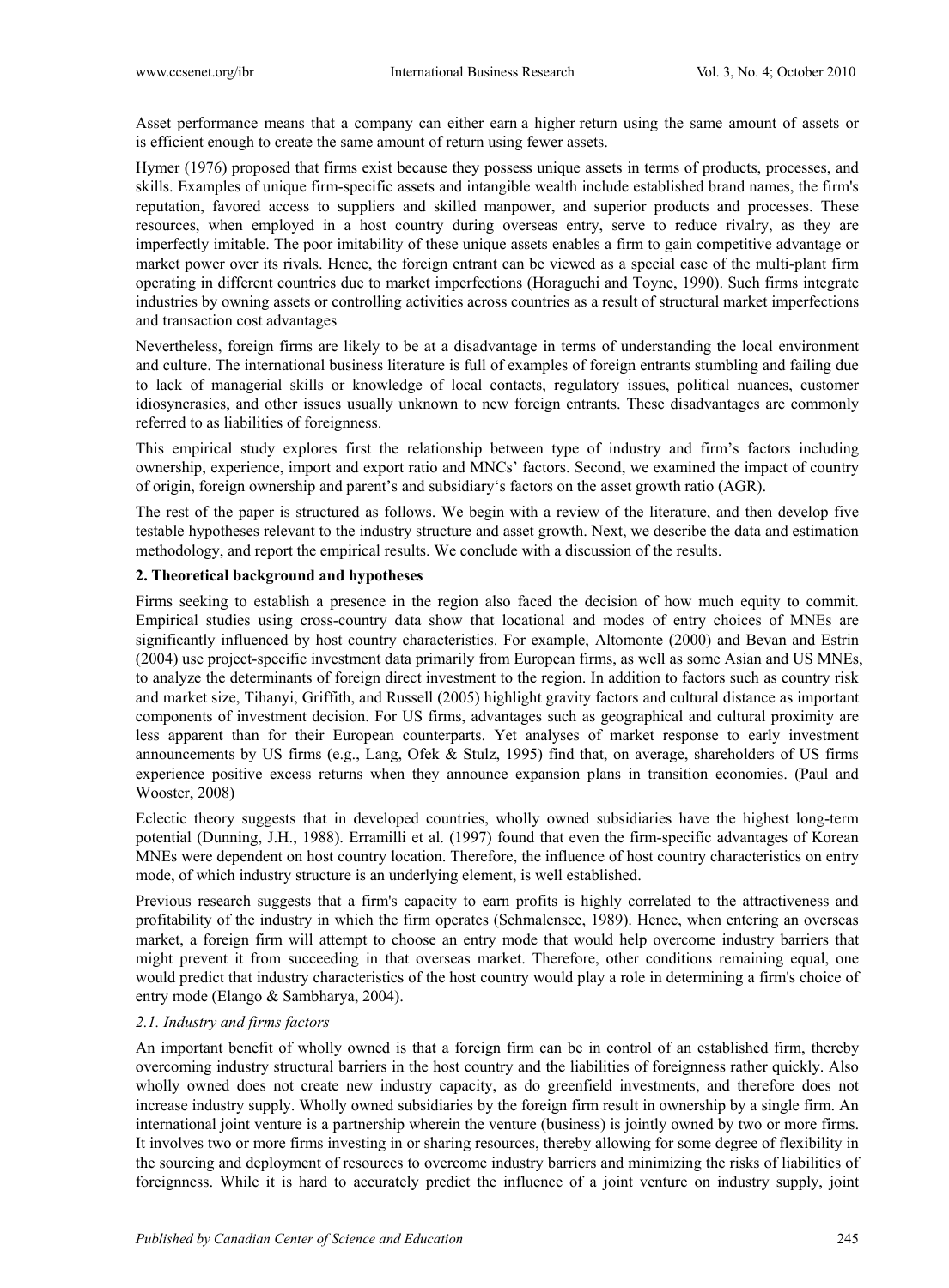Asset performance means that a company can either earn a higher return using the same amount of assets or is efficient enough to create the same amount of return using fewer assets.

Hymer (1976) proposed that firms exist because they possess unique assets in terms of products, processes, and skills. Examples of unique firm-specific assets and intangible wealth include established brand names, the firm's reputation, favored access to suppliers and skilled manpower, and superior products and processes. These resources, when employed in a host country during overseas entry, serve to reduce rivalry, as they are imperfectly imitable. The poor imitability of these unique assets enables a firm to gain competitive advantage or market power over its rivals. Hence, the foreign entrant can be viewed as a special case of the multi-plant firm operating in different countries due to market imperfections (Horaguchi and Toyne, 1990). Such firms integrate industries by owning assets or controlling activities across countries as a result of structural market imperfections and transaction cost advantages

Nevertheless, foreign firms are likely to be at a disadvantage in terms of understanding the local environment and culture. The international business literature is full of examples of foreign entrants stumbling and failing due to lack of managerial skills or knowledge of local contacts, regulatory issues, political nuances, customer idiosyncrasies, and other issues usually unknown to new foreign entrants. These disadvantages are commonly referred to as liabilities of foreignness.

This empirical study explores first the relationship between type of industry and firm's factors including ownership, experience, import and export ratio and MNCs' factors. Second, we examined the impact of country of origin, foreign ownership and parent's and subsidiary's factors on the asset growth ratio (AGR).

The rest of the paper is structured as follows. We begin with a review of the literature, and then develop five testable hypotheses relevant to the industry structure and asset growth. Next, we describe the data and estimation methodology, and report the empirical results. We conclude with a discussion of the results.

## 2. Theoretical background and hypotheses

Firms seeking to establish a presence in the region also faced the decision of how much equity to commit. Empirical studies using cross-country data show that locational and modes of entry choices of MNEs are significantly influenced by host country characteristics. For example, Altomonte (2000) and Bevan and Estrin (2004) use project-specific investment data primarily from European firms, as well as some Asian and US MNEs, to analyze the determinants of foreign direct investment to the region. In addition to factors such as country risk and market size, Tihanyi, Griffith, and Russell (2005) highlight gravity factors and cultural distance as important components of investment decision. For US firms, advantages such as geographical and cultural proximity are less apparent than for their European counterparts. Yet analyses of market response to early investment announcements by US firms (e.g., Lang, Ofek & Stulz, 1995) find that, on average, shareholders of US firms experience positive excess returns when they announce expansion plans in transition economies. (Paul and Wooster, 2008)

Eclectic theory suggests that in developed countries, wholly owned subsidiaries have the highest long-term potential (Dunning, J.H., 1988). Erramilli et al. (1997) found that even the firm-specific advantages of Korean MNEs were dependent on host country location. Therefore, the influence of host country characteristics on entry mode, of which industry structure is an underlying element, is well established.

Previous research suggests that a firm's capacity to earn profits is highly correlated to the attractiveness and profitability of the industry in which the firm operates (Schmalensee, 1989). Hence, when entering an overseas market, a foreign firm will attempt to choose an entry mode that would help overcome industry barriers that might prevent it from succeeding in that overseas market. Therefore, other conditions remaining equal, one would predict that industry characteristics of the host country would play a role in determining a firm's choice of entry mode (Elango & Sambharya, 2004).

### *2.1. Industry and firms factors*

An important benefit of wholly owned is that a foreign firm can be in control of an established firm, thereby overcoming industry structural barriers in the host country and the liabilities of foreignness rather quickly. Also wholly owned does not create new industry capacity, as do greenfield investments, and therefore does not increase industry supply. Wholly owned subsidiaries by the foreign firm result in ownership by a single firm. An international joint venture is a partnership wherein the venture (business) is jointly owned by two or more firms. It involves two or more firms investing in or sharing resources, thereby allowing for some degree of flexibility in the sourcing and deployment of resources to overcome industry barriers and minimizing the risks of liabilities of foreignness. While it is hard to accurately predict the influence of a joint venture on industry supply, joint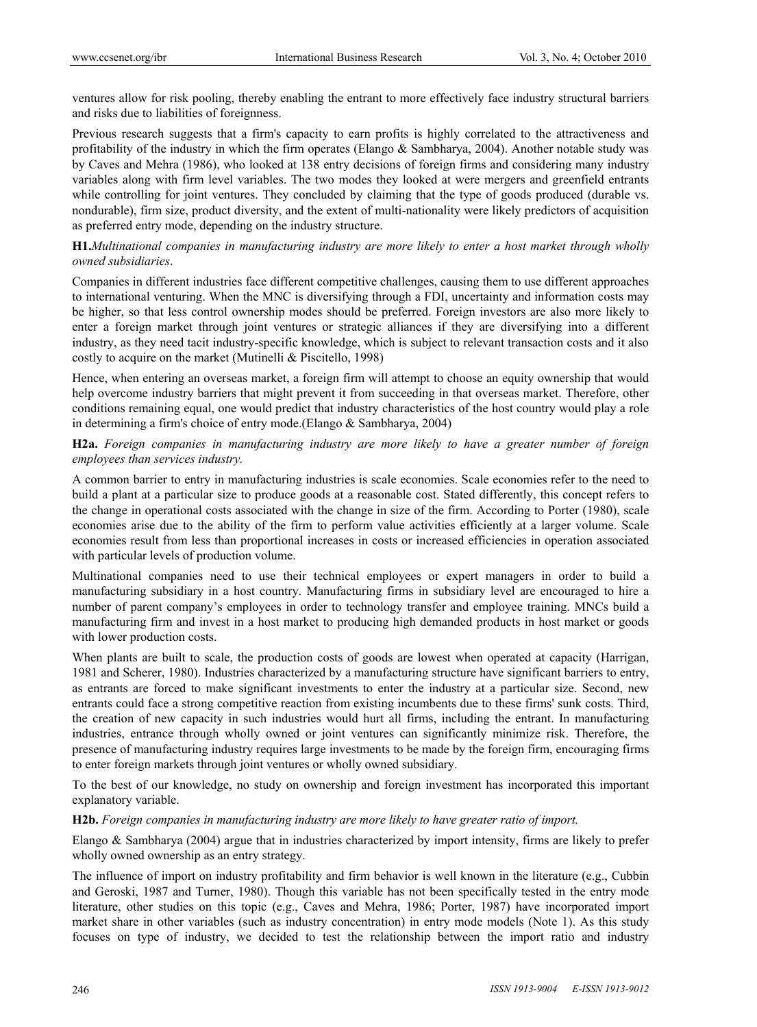ventures allow for risk pooling, thereby enabling the entrant to more effectively face industry structural barriers and risks due to liabilities of foreignness.

Previous research suggests that a firm's capacity to earn profits is highly correlated to the attractiveness and profitability of the industry in which the firm operates (Elango & Sambharya, 2004). Another notable study was by Caves and Mehra (1986), who looked at 138 entry decisions of foreign firms and considering many industry variables along with firm level variables. The two modes they looked at were mergers and greenfield entrants while controlling for joint ventures. They concluded by claiming that the type of goods produced (durable vs. nondurable), firm size, product diversity, and the extent of multi-nationality were likely predictors of acquisition as preferred entry mode, depending on the industry structure.

**H1.** *Multinational companies in manufacturing industry are more likely to enter a host market through wholly owned subsidiaries*.

Companies in different industries face different competitive challenges, causing them to use different approaches to international venturing. When the MNC is diversifying through a FDI, uncertainty and information costs may be higher, so that less control ownership modes should be preferred. Foreign investors are also more likely to enter a foreign market through joint ventures or strategic alliances if they are diversifying into a different industry, as they need tacit industry-specific knowledge, which is subject to relevant transaction costs and it also costly to acquire on the market (Mutinelli & Piscitello, 1998)

Hence, when entering an overseas market, a foreign firm will attempt to choose an equity ownership that would help overcome industry barriers that might prevent it from succeeding in that overseas market. Therefore, other conditions remaining equal, one would predict that industry characteristics of the host country would play a role in determining a firm's choice of entry mode.(Elango & Sambharya, 2004)

**H2a.** *Foreign companies in manufacturing industry are more likely to have a greater number of foreign employees than services industry.*

A common barrier to entry in manufacturing industries is scale economies. Scale economies refer to the need to build a plant at a particular size to produce goods at a reasonable cost. Stated differently, this concept refers to the change in operational costs associated with the change in size of the firm. According to Porter (1980), scale economies arise due to the ability of the firm to perform value activities efficiently at a larger volume. Scale economies result from less than proportional increases in costs or increased efficiencies in operation associated with particular levels of production volume.

Multinational companies need to use their technical employees or expert managers in order to build a manufacturing subsidiary in a host country. Manufacturing firms in subsidiary level are encouraged to hire a number of parent company's employees in order to technology transfer and employee training. MNCs build a manufacturing firm and invest in a host market to producing high demanded products in host market or goods with lower production costs.

When plants are built to scale, the production costs of goods are lowest when operated at capacity (Harrigan, 1981 and Scherer, 1980). Industries characterized by a manufacturing structure have significant barriers to entry, as entrants are forced to make significant investments to enter the industry at a particular size. Second, new entrants could face a strong competitive reaction from existing incumbents due to these firms' sunk costs. Third, the creation of new capacity in such industries would hurt all firms, including the entrant. In manufacturing industries, entrance through wholly owned or joint ventures can significantly minimize risk. Therefore, the presence of manufacturing industry requires large investments to be made by the foreign firm, encouraging firms to enter foreign markets through joint ventures or wholly owned subsidiary.

To the best of our knowledge, no study on ownership and foreign investment has incorporated this important explanatory variable.

**H2b.** *Foreign companies in manufacturing industry are more likely to have greater ratio of import.*

Elango & Sambharya (2004) argue that in industries characterized by import intensity, firms are likely to prefer wholly owned ownership as an entry strategy.

The influence of import on industry profitability and firm behavior is well known in the literature (e.g., Cubbin and Geroski, 1987 and Turner, 1980). Though this variable has not been specifically tested in the entry mode literature, other studies on this topic (e.g., Caves and Mehra, 1986; Porter, 1987) have incorporated import market share in other variables (such as industry concentration) in entry mode models (Note 1). As this study focuses on type of industry, we decided to test the relationship between the import ratio and industry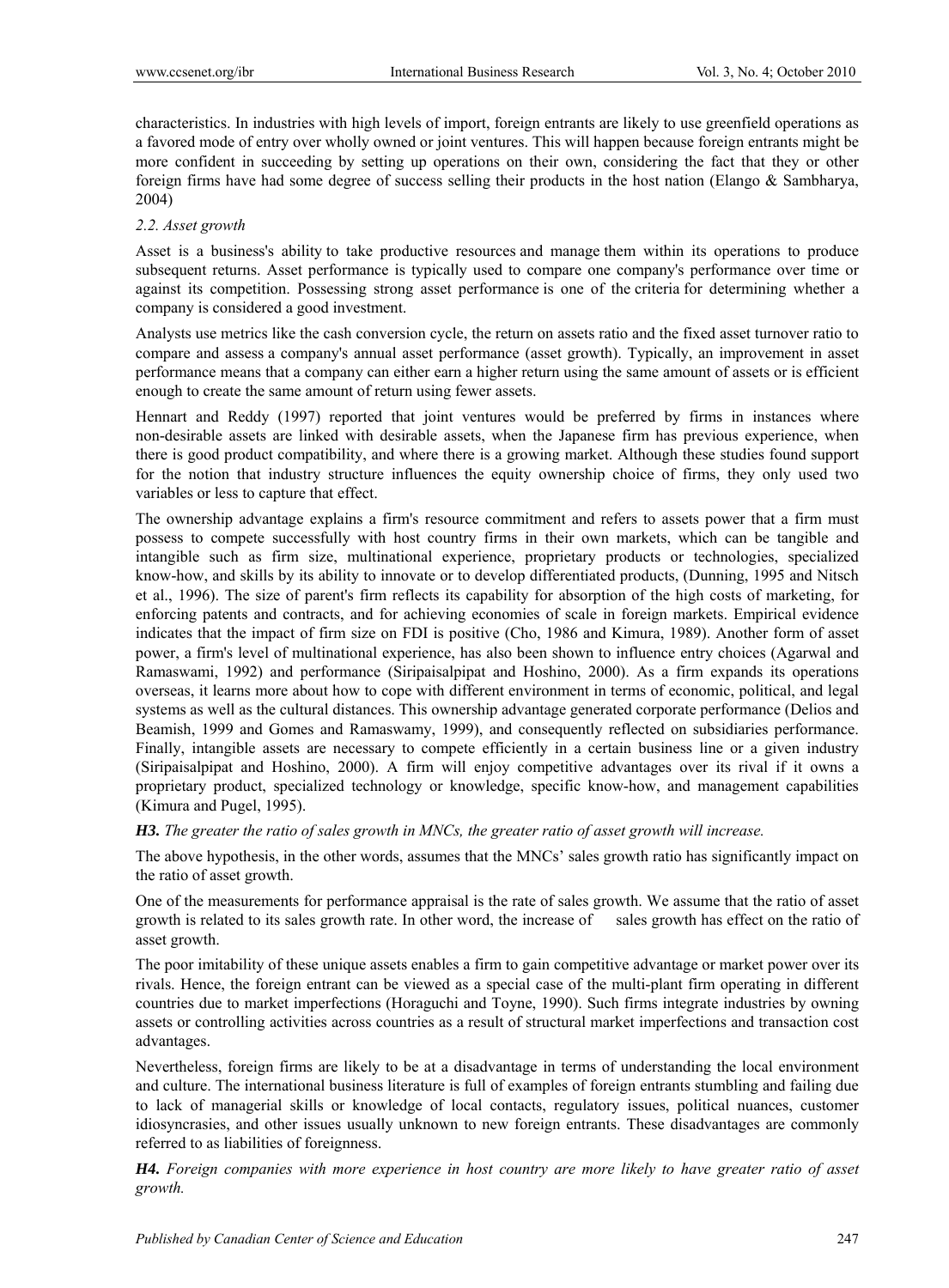characteristics. In industries with high levels of import, foreign entrants are likely to use greenfield operations as a favored mode of entry over wholly owned or joint ventures. This will happen because foreign entrants might be more confident in succeeding by setting up operations on their own, considering the fact that they or other foreign firms have had some degree of success selling their products in the host nation (Elango & Sambharya, 2004)

### *2.2. Asset growth*

Asset is a business's ability to take productive resources and manage them within its operations to produce subsequent returns. Asset performance is typically used to compare one company's performance over time or against its competition. Possessing strong asset performance is one of the criteria for determining whether a company is considered a good investment.

Analysts use metrics like the cash conversion cycle, the return on assets ratio and the fixed asset turnover ratio to compare and assess a company's annual asset performance (asset growth). Typically, an improvement in asset performance means that a company can either earn a higher return using the same amount of assets or is efficient enough to create the same amount of return using fewer assets.

Hennart and Reddy (1997) reported that joint ventures would be preferred by firms in instances where non-desirable assets are linked with desirable assets, when the Japanese firm has previous experience, when there is good product compatibility, and where there is a growing market. Although these studies found support for the notion that industry structure influences the equity ownership choice of firms, they only used two variables or less to capture that effect.

The ownership advantage explains a firm's resource commitment and refers to assets power that a firm must possess to compete successfully with host country firms in their own markets, which can be tangible and intangible such as firm size, multinational experience, proprietary products or technologies, specialized know-how, and skills by its ability to innovate or to develop differentiated products, (Dunning, 1995 and Nitsch et al., 1996). The size of parent's firm reflects its capability for absorption of the high costs of marketing, for enforcing patents and contracts, and for achieving economies of scale in foreign markets. Empirical evidence indicates that the impact of firm size on FDI is positive (Cho, 1986 and Kimura, 1989). Another form of asset power, a firm's level of multinational experience, has also been shown to influence entry choices (Agarwal and Ramaswami, 1992) and performance (Siripaisalpipat and Hoshino, 2000). As a firm expands its operations overseas, it learns more about how to cope with different environment in terms of economic, political, and legal systems as well as the cultural distances. This ownership advantage generated corporate performance (Delios and Beamish, 1999 and Gomes and Ramaswamy, 1999), and consequently reflected on subsidiaries performance. Finally, intangible assets are necessary to compete efficiently in a certain business line or a given industry (Siripaisalpipat and Hoshino, 2000). A firm will enjoy competitive advantages over its rival if it owns a proprietary product, specialized technology or knowledge, specific know-how, and management capabilities (Kimura and Pugel, 1995).

***H3.*** *The greater the ratio of sales growth in MNCs, the greater ratio of asset growth will increase.*

The above hypothesis, in the other words, assumes that the MNCs' sales growth ratio has significantly impact on the ratio of asset growth.

One of the measurements for performance appraisal is the rate of sales growth. We assume that the ratio of asset growth is related to its sales growth rate. In other word, the increase of sales growth has effect on the ratio of asset growth.

The poor imitability of these unique assets enables a firm to gain competitive advantage or market power over its rivals. Hence, the foreign entrant can be viewed as a special case of the multi-plant firm operating in different countries due to market imperfections (Horaguchi and Toyne, 1990). Such firms integrate industries by owning assets or controlling activities across countries as a result of structural market imperfections and transaction cost advantages.

Nevertheless, foreign firms are likely to be at a disadvantage in terms of understanding the local environment and culture. The international business literature is full of examples of foreign entrants stumbling and failing due to lack of managerial skills or knowledge of local contacts, regulatory issues, political nuances, customer idiosyncrasies, and other issues usually unknown to new foreign entrants. These disadvantages are commonly referred to as liabilities of foreignness.

***H4.*** *Foreign companies with more experience in host country are more likely to have greater ratio of asset growth.*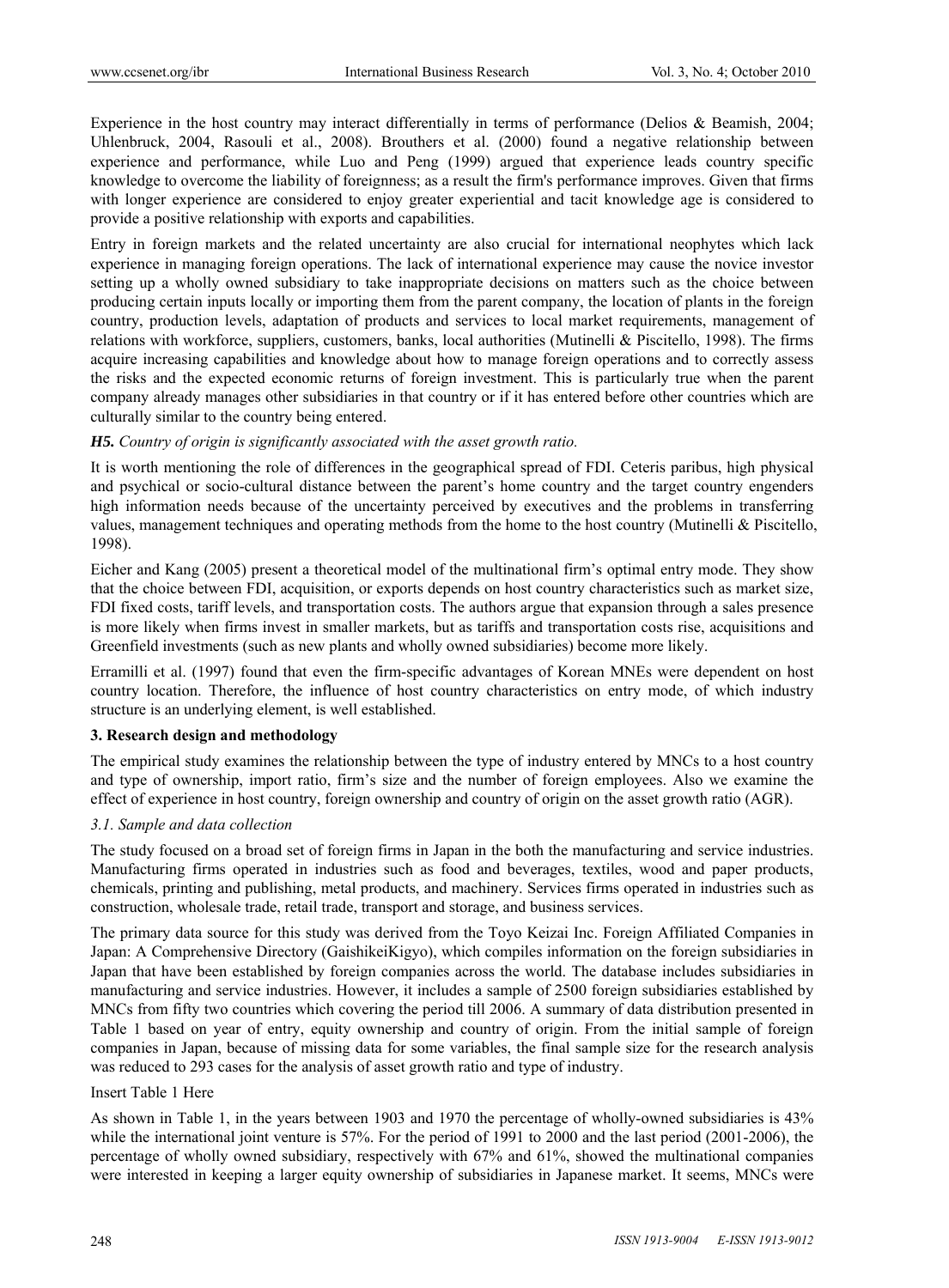Experience in the host country may interact differentially in terms of performance (Delios & Beamish, 2004; Uhlenbruck, 2004, Rasouli et al., 2008). Brouthers et al. (2000) found a negative relationship between experience and performance, while Luo and Peng (1999) argued that experience leads country specific knowledge to overcome the liability of foreignness; as a result the firm's performance improves. Given that firms with longer experience are considered to enjoy greater experiential and tacit knowledge age is considered to provide a positive relationship with exports and capabilities.

Entry in foreign markets and the related uncertainty are also crucial for international neophytes which lack experience in managing foreign operations. The lack of international experience may cause the novice investor setting up a wholly owned subsidiary to take inappropriate decisions on matters such as the choice between producing certain inputs locally or importing them from the parent company, the location of plants in the foreign country, production levels, adaptation of products and services to local market requirements, management of relations with workforce, suppliers, customers, banks, local authorities (Mutinelli & Piscitello, 1998). The firms acquire increasing capabilities and knowledge about how to manage foreign operations and to correctly assess the risks and the expected economic returns of foreign investment. This is particularly true when the parent company already manages other subsidiaries in that country or if it has entered before other countries which are culturally similar to the country being entered.

***H5.*** *Country of origin is significantly associated with the asset growth ratio.*

It is worth mentioning the role of differences in the geographical spread of FDI. Ceteris paribus, high physical and psychical or socio-cultural distance between the parent's home country and the target country engenders high information needs because of the uncertainty perceived by executives and the problems in transferring values, management techniques and operating methods from the home to the host country (Mutinelli & Piscitello, 1998).

Eicher and Kang (2005) present a theoretical model of the multinational firm's optimal entry mode. They show that the choice between FDI, acquisition, or exports depends on host country characteristics such as market size, FDI fixed costs, tariff levels, and transportation costs. The authors argue that expansion through a sales presence is more likely when firms invest in smaller markets, but as tariffs and transportation costs rise, acquisitions and Greenfield investments (such as new plants and wholly owned subsidiaries) become more likely.

Erramilli et al. (1997) found that even the firm-specific advantages of Korean MNEs were dependent on host country location. Therefore, the influence of host country characteristics on entry mode, of which industry structure is an underlying element, is well established.

## 3. Research design and methodology

The empirical study examines the relationship between the type of industry entered by MNCs to a host country and type of ownership, import ratio, firm's size and the number of foreign employees. Also we examine the effect of experience in host country, foreign ownership and country of origin on the asset growth ratio (AGR).

### *3.1. Sample and data collection*

The study focused on a broad set of foreign firms in Japan in the both the manufacturing and service industries. Manufacturing firms operated in industries such as food and beverages, textiles, wood and paper products, chemicals, printing and publishing, metal products, and machinery. Services firms operated in industries such as construction, wholesale trade, retail trade, transport and storage, and business services.

The primary data source for this study was derived from the Toyo Keizai Inc. Foreign Affiliated Companies in Japan: A Comprehensive Directory (GaishikeiKigyo), which compiles information on the foreign subsidiaries in Japan that have been established by foreign companies across the world. The database includes subsidiaries in manufacturing and service industries. However, it includes a sample of 2500 foreign subsidiaries established by MNCs from fifty two countries which covering the period till 2006. A summary of data distribution presented in Table 1 based on year of entry, equity ownership and country of origin. From the initial sample of foreign companies in Japan, because of missing data for some variables, the final sample size for the research analysis was reduced to 293 cases for the analysis of asset growth ratio and type of industry.

Insert Table 1 Here

As shown in Table 1, in the years between 1903 and 1970 the percentage of wholly-owned subsidiaries is 43% while the international joint venture is 57%. For the period of 1991 to 2000 and the last period (2001-2006), the percentage of wholly owned subsidiary, respectively with 67% and 61%, showed the multinational companies were interested in keeping a larger equity ownership of subsidiaries in Japanese market. It seems, MNCs were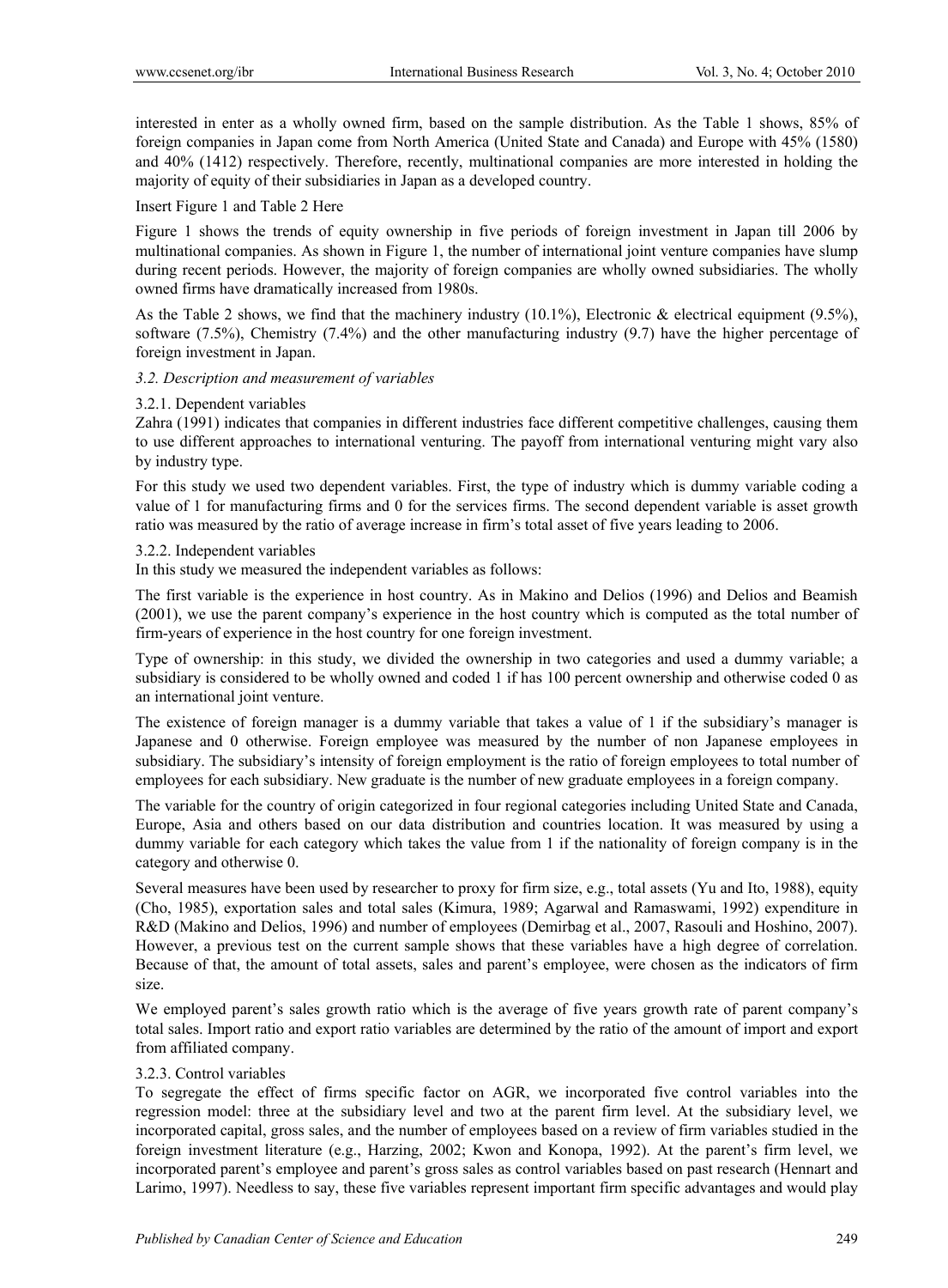interested in enter as a wholly owned firm, based on the sample distribution. As the Table 1 shows, 85% of foreign companies in Japan come from North America (United State and Canada) and Europe with 45% (1580) and 40% (1412) respectively. Therefore, recently, multinational companies are more interested in holding the majority of equity of their subsidiaries in Japan as a developed country.

Insert Figure 1 and Table 2 Here

Figure 1 shows the trends of equity ownership in five periods of foreign investment in Japan till 2006 by multinational companies. As shown in Figure 1, the number of international joint venture companies have slump during recent periods. However, the majority of foreign companies are wholly owned subsidiaries. The wholly owned firms have dramatically increased from 1980s.

As the Table 2 shows, we find that the machinery industry (10.1%), Electronic & electrical equipment (9.5%), software (7.5%), Chemistry (7.4%) and the other manufacturing industry (9.7) have the higher percentage of foreign investment in Japan.

### *3.2. Description and measurement of variables*

#### 3.2.1. Dependent variables

Zahra (1991) indicates that companies in different industries face different competitive challenges, causing them to use different approaches to international venturing. The payoff from international venturing might vary also by industry type.

For this study we used two dependent variables. First, the type of industry which is dummy variable coding a value of 1 for manufacturing firms and 0 for the services firms. The second dependent variable is asset growth ratio was measured by the ratio of average increase in firm's total asset of five years leading to 2006.

#### 3.2.2. Independent variables

In this study we measured the independent variables as follows:

The first variable is the experience in host country. As in Makino and Delios (1996) and Delios and Beamish (2001), we use the parent company's experience in the host country which is computed as the total number of firm-years of experience in the host country for one foreign investment.

Type of ownership: in this study, we divided the ownership in two categories and used a dummy variable; a subsidiary is considered to be wholly owned and coded 1 if has 100 percent ownership and otherwise coded 0 as an international joint venture.

The existence of foreign manager is a dummy variable that takes a value of 1 if the subsidiary's manager is Japanese and 0 otherwise. Foreign employee was measured by the number of non Japanese employees in subsidiary. The subsidiary's intensity of foreign employment is the ratio of foreign employees to total number of employees for each subsidiary. New graduate is the number of new graduate employees in a foreign company.

The variable for the country of origin categorized in four regional categories including United State and Canada, Europe, Asia and others based on our data distribution and countries location. It was measured by using a dummy variable for each category which takes the value from 1 if the nationality of foreign company is in the category and otherwise 0.

Several measures have been used by researcher to proxy for firm size, e.g., total assets (Yu and Ito, 1988), equity (Cho, 1985), exportation sales and total sales (Kimura, 1989; Agarwal and Ramaswami, 1992) expenditure in R&D (Makino and Delios, 1996) and number of employees (Demirbag et al., 2007, Rasouli and Hoshino, 2007). However, a previous test on the current sample shows that these variables have a high degree of correlation. Because of that, the amount of total assets, sales and parent's employee, were chosen as the indicators of firm size.

We employed parent's sales growth ratio which is the average of five years growth rate of parent company's total sales. Import ratio and export ratio variables are determined by the ratio of the amount of import and export from affiliated company.

#### 3.2.3. Control variables

To segregate the effect of firms specific factor on AGR, we incorporated five control variables into the regression model: three at the subsidiary level and two at the parent firm level. At the subsidiary level, we incorporated capital, gross sales, and the number of employees based on a review of firm variables studied in the foreign investment literature (e.g., Harzing, 2002; Kwon and Konopa, 1992). At the parent's firm level, we incorporated parent's employee and parent's gross sales as control variables based on past research (Hennart and Larimo, 1997). Needless to say, these five variables represent important firm specific advantages and would play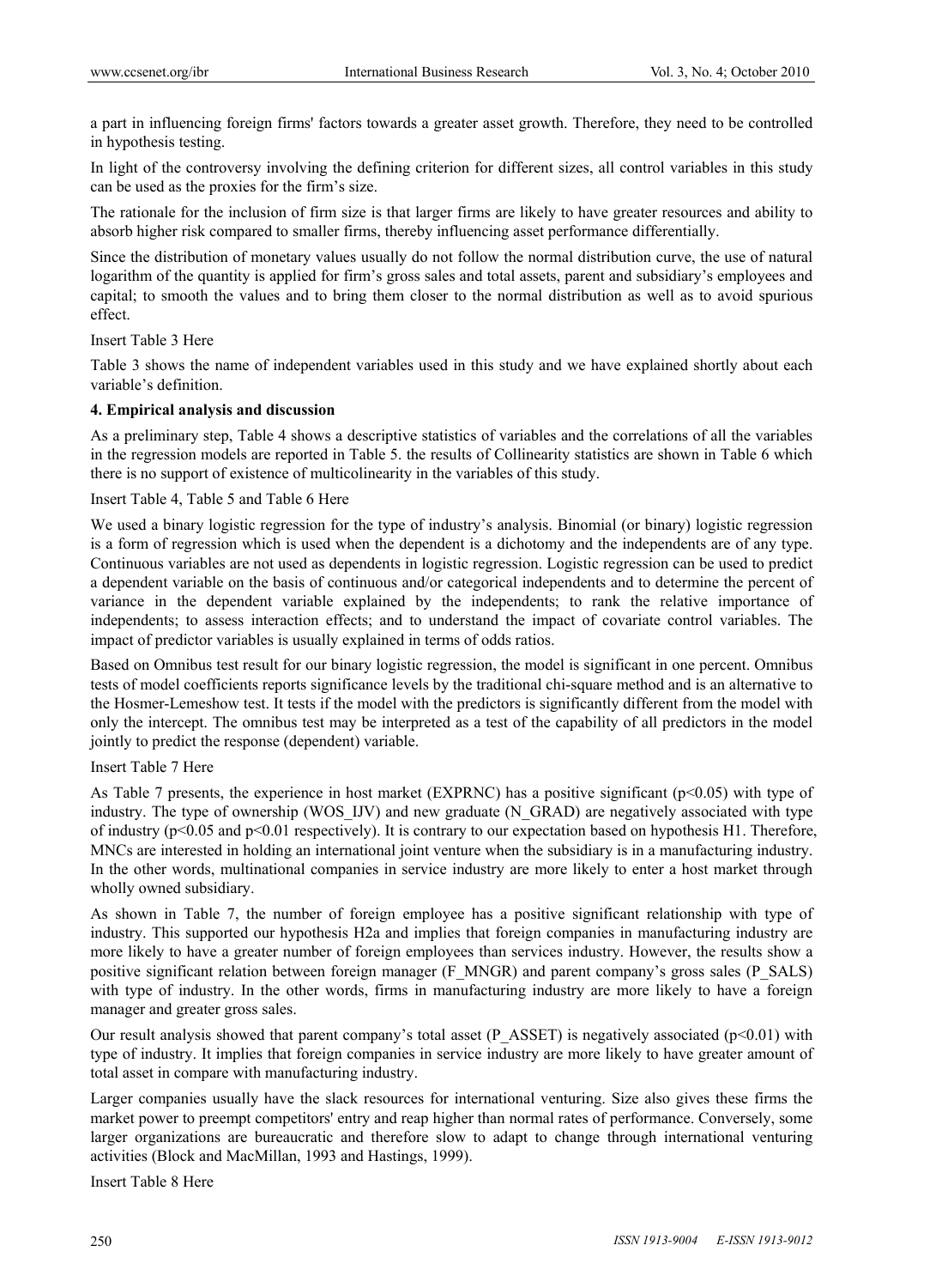a part in influencing foreign firms' factors towards a greater asset growth. Therefore, they need to be controlled in hypothesis testing.

In light of the controversy involving the defining criterion for different sizes, all control variables in this study can be used as the proxies for the firm's size.

The rationale for the inclusion of firm size is that larger firms are likely to have greater resources and ability to absorb higher risk compared to smaller firms, thereby influencing asset performance differentially.

Since the distribution of monetary values usually do not follow the normal distribution curve, the use of natural logarithm of the quantity is applied for firm's gross sales and total assets, parent and subsidiary's employees and capital; to smooth the values and to bring them closer to the normal distribution as well as to avoid spurious effect.

Insert Table 3 Here

Table 3 shows the name of independent variables used in this study and we have explained shortly about each variable's definition.

## 4. Empirical analysis and discussion

As a preliminary step, Table 4 shows a descriptive statistics of variables and the correlations of all the variables in the regression models are reported in Table 5. the results of Collinearity statistics are shown in Table 6 which there is no support of existence of multicolinearity in the variables of this study.

Insert Table 4, Table 5 and Table 6 Here

We used a binary logistic regression for the type of industry's analysis. Binomial (or binary) logistic regression is a form of regression which is used when the dependent is a dichotomy and the independents are of any type. Continuous variables are not used as dependents in logistic regression. Logistic regression can be used to predict a dependent variable on the basis of continuous and/or categorical independents and to determine the percent of variance in the dependent variable explained by the independents; to rank the relative importance of independents; to assess interaction effects; and to understand the impact of covariate control variables. The impact of predictor variables is usually explained in terms of odds ratios.

Based on Omnibus test result for our binary logistic regression, the model is significant in one percent. Omnibus tests of model coefficients reports significance levels by the traditional chi-square method and is an alternative to the Hosmer-Lemeshow test. It tests if the model with the predictors is significantly different from the model with only the intercept. The omnibus test may be interpreted as a test of the capability of all predictors in the model jointly to predict the response (dependent) variable.

Insert Table 7 Here

As Table 7 presents, the experience in host market (EXPRNC) has a positive significant ($p<0.05$) with type of industry. The type of ownership (WOS_IJV) and new graduate (N_GRAD) are negatively associated with type of industry ($p<0.05$ and $p<0.01$ respectively). It is contrary to our expectation based on hypothesis H1. Therefore, MNCs are interested in holding an international joint venture when the subsidiary is in a manufacturing industry. In the other words, multinational companies in service industry are more likely to enter a host market through wholly owned subsidiary.

As shown in Table 7, the number of foreign employee has a positive significant relationship with type of industry. This supported our hypothesis H2a and implies that foreign companies in manufacturing industry are more likely to have a greater number of foreign employees than services industry. However, the results show a positive significant relation between foreign manager (F_MNGR) and parent company's gross sales (P_SALS) with type of industry. In the other words, firms in manufacturing industry are more likely to have a foreign manager and greater gross sales.

Our result analysis showed that parent company's total asset (P_ASSET) is negatively associated ($p<0.01$) with type of industry. It implies that foreign companies in service industry are more likely to have greater amount of total asset in compare with manufacturing industry.

Larger companies usually have the slack resources for international venturing. Size also gives these firms the market power to preempt competitors' entry and reap higher than normal rates of performance. Conversely, some larger organizations are bureaucratic and therefore slow to adapt to change through international venturing activities (Block and MacMillan, 1993 and Hastings, 1999).

Insert Table 8 Here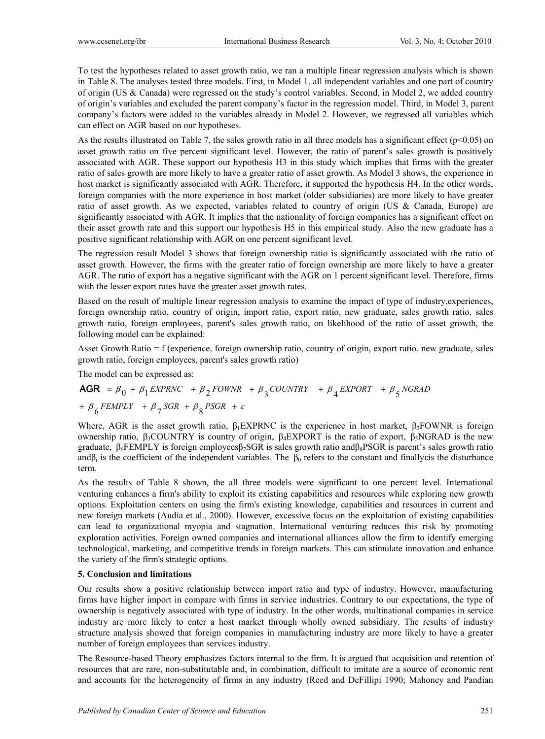To test the hypotheses related to asset growth ratio, we ran a multiple linear regression analysis which is shown in Table 8. The analyses tested three models. First, in Model 1, all independent variables and one part of country of origin (US & Canada) were regressed on the study's control variables. Second, in Model 2, we added country of origin's variables and excluded the parent company's factor in the regression model. Third, in Model 3, parent company's factors were added to the variables already in Model 2. However, we regressed all variables which can effect on AGR based on our hypotheses.

As the results illustrated on Table 7, the sales growth ratio in all three models has a significant effect ($p<0.05$) on asset growth ratio on five percent significant level. However, the ratio of parent's sales growth is positively associated with AGR. These support our hypothesis H3 in this study which implies that firms with the greater ratio of sales growth are more likely to have a greater ratio of asset growth. As Model 3 shows, the experience in host market is significantly associated with AGR. Therefore, it supported the hypothesis H4. In the other words, foreign companies with the more experience in host market (older subsidiaries) are more likely to have greater ratio of asset growth. As we expected, variables related to country of origin (US & Canada, Europe) are significantly associated with AGR. It implies that the nationality of foreign companies has a significant effect on their asset growth rate and this support our hypothesis H5 in this empirical study. Also the new graduate has a positive significant relationship with AGR on one percent significant level.

The regression result Model 3 shows that foreign ownership ratio is significantly associated with the ratio of asset growth. However, the firms with the greater ratio of foreign ownership are more likely to have a greater AGR. The ratio of export has a negative significant with the AGR on 1 percent significant level. Therefore, firms with the lesser export rates have the greater asset growth rates.

Based on the result of multiple linear regression analysis to examine the impact of type of industry,experiences, foreign ownership ratio, country of origin, import ratio, export ratio, new graduate, sales growth ratio, sales growth ratio, foreign employees, parent's sales growth ratio, on likelihood of the ratio of asset growth, the following model can be explained:

Asset Growth Ratio = f (experience, foreign ownership ratio, country of origin, export ratio, new graduate, sales growth ratio, foreign employees, parent's sales growth ratio)

The model can be expressed as:

$$\text{AGR} = \beta_0 + \beta_1 EXPRNC + \beta_2 FOWNR + \beta_3 COUNTRY + \beta_4 EXPORT + \beta_5 NGRAD$$
$$+ \beta_6 FEMPLY + \beta_7 SGR + \beta_8 PSGR + \varepsilon$$

Where, AGR is the asset growth ratio, $\beta_1$EXPRNC is the experience in host market, $\beta_2$FOWNR is foreign ownership ratio, $\beta_3$COUNTRY is country of origin, $\beta_4$EXPORT is the ratio of export, $\beta_5$NGRAD is the new graduate, $\beta_6$FEMPLY is foreign employees$\beta_7$SGR is sales growth ratio and$\beta_8$PSGR is parent's sales growth ratio and$\beta_i$ is the coefficient of the independent variables. The $\beta_0$ refers to the constant and finally$\varepsilon$is the disturbance term.

As the results of Table 8 shown, the all three models were significant to one percent level. International venturing enhances a firm's ability to exploit its existing capabilities and resources while exploring new growth options. Exploitation centers on using the firm's existing knowledge, capabilities and resources in current and new foreign markets (Audia et al., 2000). However, excessive focus on the exploitation of existing capabilities can lead to organizational myopia and stagnation. International venturing reduces this risk by promoting exploration activities. Foreign owned companies and international alliances allow the firm to identify emerging technological, marketing, and competitive trends in foreign markets. This can stimulate innovation and enhance the variety of the firm's strategic options.

## 5. Conclusion and limitations

Our results show a positive relationship between import ratio and type of industry. However, manufacturing firms have higher import in compare with firms in service industries. Contrary to our expectations, the type of ownership is negatively associated with type of industry. In the other words, multinational companies in service industry are more likely to enter a host market through wholly owned subsidiary. The results of industry structure analysis showed that foreign companies in manufacturing industry are more likely to have a greater number of foreign employees than services industry.

The Resource-based Theory emphasizes factors internal to the firm. It is argued that acquisition and retention of resources that are rare, non-substitutable and, in combination, difficult to imitate are a source of economic rent and accounts for the heterogeneity of firms in any industry (Reed and DeFillipi 1990; Mahoney and Pandian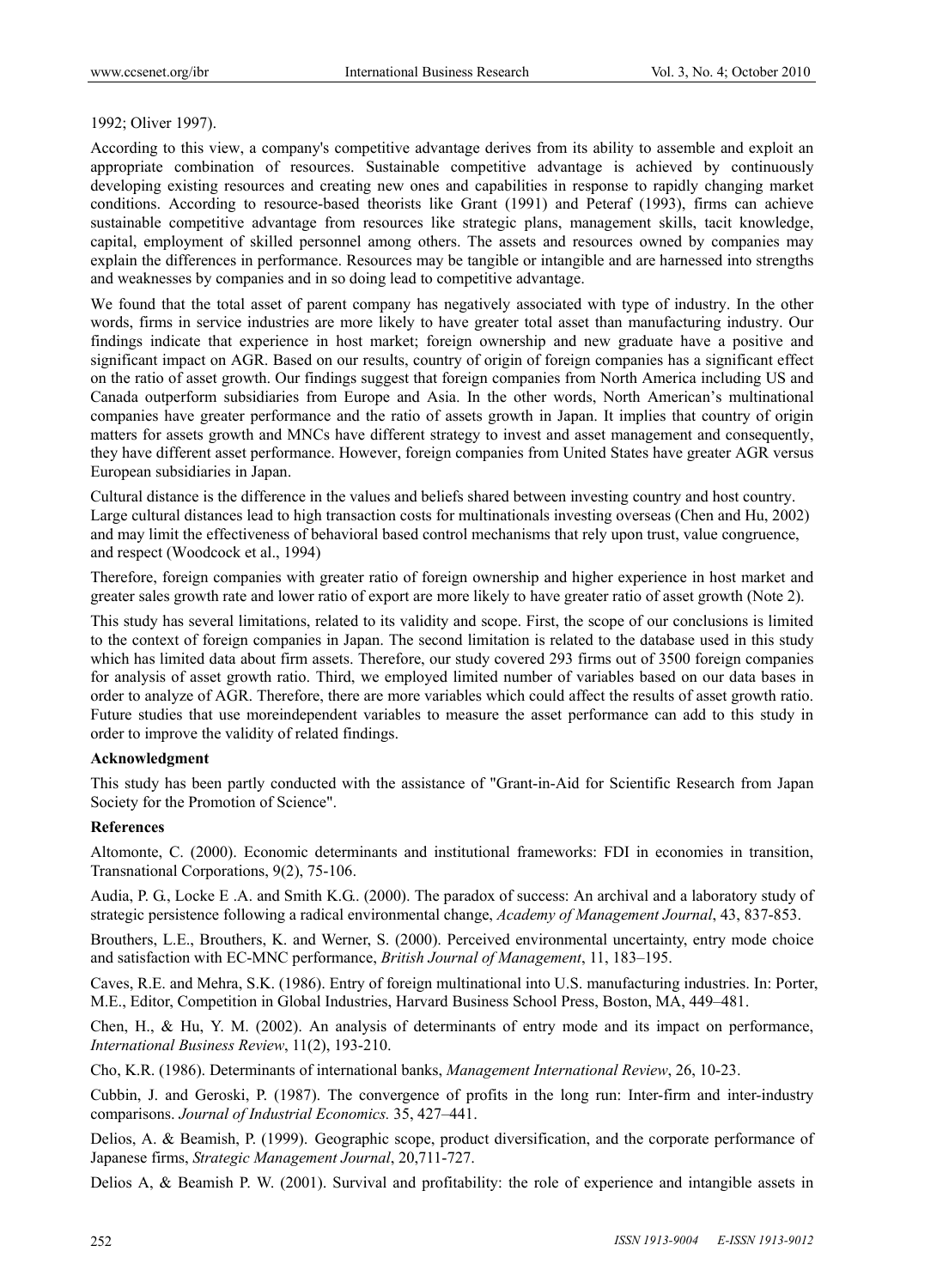1992; Oliver 1997).

According to this view, a company's competitive advantage derives from its ability to assemble and exploit an appropriate combination of resources. Sustainable competitive advantage is achieved by continuously developing existing resources and creating new ones and capabilities in response to rapidly changing market conditions. According to resource-based theorists like Grant (1991) and Peteraf (1993), firms can achieve sustainable competitive advantage from resources like strategic plans, management skills, tacit knowledge, capital, employment of skilled personnel among others. The assets and resources owned by companies may explain the differences in performance. Resources may be tangible or intangible and are harnessed into strengths and weaknesses by companies and in so doing lead to competitive advantage.

We found that the total asset of parent company has negatively associated with type of industry. In the other words, firms in service industries are more likely to have greater total asset than manufacturing industry. Our findings indicate that experience in host market; foreign ownership and new graduate have a positive and significant impact on AGR. Based on our results, country of origin of foreign companies has a significant effect on the ratio of asset growth. Our findings suggest that foreign companies from North America including US and Canada outperform subsidiaries from Europe and Asia. In the other words, North American's multinational companies have greater performance and the ratio of assets growth in Japan. It implies that country of origin matters for assets growth and MNCs have different strategy to invest and asset management and consequently, they have different asset performance. However, foreign companies from United States have greater AGR versus European subsidiaries in Japan.

Cultural distance is the difference in the values and beliefs shared between investing country and host country. Large cultural distances lead to high transaction costs for multinationals investing overseas (Chen and Hu, 2002) and may limit the effectiveness of behavioral based control mechanisms that rely upon trust, value congruence, and respect (Woodcock et al., 1994)

Therefore, foreign companies with greater ratio of foreign ownership and higher experience in host market and greater sales growth rate and lower ratio of export are more likely to have greater ratio of asset growth (Note 2).

This study has several limitations, related to its validity and scope. First, the scope of our conclusions is limited to the context of foreign companies in Japan. The second limitation is related to the database used in this study which has limited data about firm assets. Therefore, our study covered 293 firms out of 3500 foreign companies for analysis of asset growth ratio. Third, we employed limited number of variables based on our data bases in order to analyze of AGR. Therefore, there are more variables which could affect the results of asset growth ratio. Future studies that use moreindependent variables to measure the asset performance can add to this study in order to improve the validity of related findings.

**Acknowledgment**

This study has been partly conducted with the assistance of "Grant-in-Aid for Scientific Research from Japan Society for the Promotion of Science".

**References**

Altomonte, C. (2000). Economic determinants and institutional frameworks: FDI in economies in transition, Transnational Corporations, 9(2), 75-106.

Audia, P. G., Locke E .A. and Smith K.G.. (2000). The paradox of success: An archival and a laboratory study of strategic persistence following a radical environmental change, *Academy of Management Journal*, 43, 837-853.

Brouthers, L.E., Brouthers, K. and Werner, S. (2000). Perceived environmental uncertainty, entry mode choice and satisfaction with EC-MNC performance, *British Journal of Management*, 11, 183–195.

Caves, R.E. and Mehra, S.K. (1986). Entry of foreign multinational into U.S. manufacturing industries. In: Porter, M.E., Editor, Competition in Global Industries, Harvard Business School Press, Boston, MA, 449–481.

Chen, H., & Hu, Y. M. (2002). An analysis of determinants of entry mode and its impact on performance, *International Business Review*, 11(2), 193-210.

Cho, K.R. (1986). Determinants of international banks, *Management International Review*, 26, 10-23.

Cubbin, J. and Geroski, P. (1987). The convergence of profits in the long run: Inter-firm and inter-industry comparisons. *Journal of Industrial Economics.* 35, 427–441.

Delios, A. & Beamish, P. (1999). Geographic scope, product diversification, and the corporate performance of Japanese firms, *Strategic Management Journal*, 20,711-727.

Delios A, & Beamish P. W. (2001). Survival and profitability: the role of experience and intangible assets in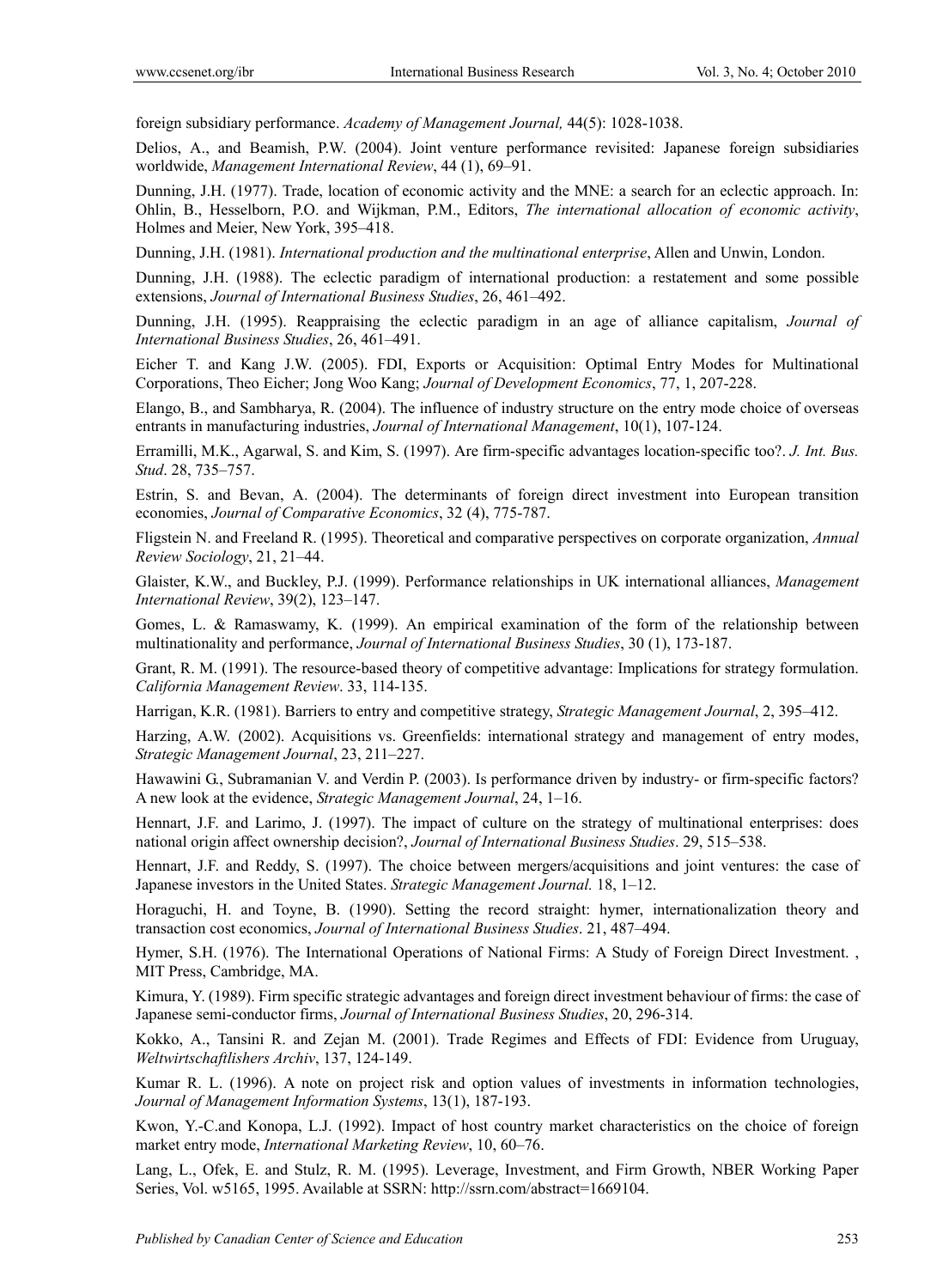foreign subsidiary performance. *Academy of Management Journal,* 44(5): 1028-1038.

Delios, A., and Beamish, P.W. (2004). Joint venture performance revisited: Japanese foreign subsidiaries worldwide, *Management International Review*, 44 (1), 69–91.

Dunning, J.H. (1977). Trade, location of economic activity and the MNE: a search for an eclectic approach. In: Ohlin, B., Hesselborn, P.O. and Wijkman, P.M., Editors, *The international allocation of economic activity*, Holmes and Meier, New York, 395–418.

Dunning, J.H. (1981). *International production and the multinational enterprise*, Allen and Unwin, London.

Dunning, J.H. (1988). The eclectic paradigm of international production: a restatement and some possible extensions, *Journal of International Business Studies*, 26, 461–492.

Dunning, J.H. (1995). Reappraising the eclectic paradigm in an age of alliance capitalism, *Journal of International Business Studies*, 26, 461–491.

Eicher T. and Kang J.W. (2005). FDI, Exports or Acquisition: Optimal Entry Modes for Multinational Corporations, Theo Eicher; Jong Woo Kang; *Journal of Development Economics*, 77, 1, 207-228.

Elango, B., and Sambharya, R. (2004). The influence of industry structure on the entry mode choice of overseas entrants in manufacturing industries, *Journal of International Management*, 10(1), 107-124.

Erramilli, M.K., Agarwal, S. and Kim, S. (1997). Are firm-specific advantages location-specific too?. *J. Int. Bus. Stud*. 28, 735–757.

Estrin, S. and Bevan, A. (2004). The determinants of foreign direct investment into European transition economies, *Journal of Comparative Economics*, 32 (4), 775-787.

Fligstein N. and Freeland R. (1995). Theoretical and comparative perspectives on corporate organization, *Annual Review Sociology*, 21, 21–44.

Glaister, K.W., and Buckley, P.J. (1999). Performance relationships in UK international alliances, *Management International Review*, 39(2), 123–147.

Gomes, L. & Ramaswamy, K. (1999). An empirical examination of the form of the relationship between multinationality and performance, *Journal of International Business Studies*, 30 (1), 173-187.

Grant, R. M. (1991). The resource-based theory of competitive advantage: Implications for strategy formulation. *California Management Review*. 33, 114-135.

Harrigan, K.R. (1981). Barriers to entry and competitive strategy, *Strategic Management Journal*, 2, 395–412.

Harzing, A.W. (2002). Acquisitions vs. Greenfields: international strategy and management of entry modes, *Strategic Management Journal*, 23, 211–227.

Hawawini G., Subramanian V. and Verdin P. (2003). Is performance driven by industry- or firm-specific factors? A new look at the evidence, *Strategic Management Journal*, 24, 1–16.

Hennart, J.F. and Larimo, J. (1997). The impact of culture on the strategy of multinational enterprises: does national origin affect ownership decision?, *Journal of International Business Studies*. 29, 515–538.

Hennart, J.F. and Reddy, S. (1997). The choice between mergers/acquisitions and joint ventures: the case of Japanese investors in the United States. *Strategic Management Journal.* 18, 1–12.

Horaguchi, H. and Toyne, B. (1990). Setting the record straight: hymer, internationalization theory and transaction cost economics, *Journal of International Business Studies*. 21, 487–494.

Hymer, S.H. (1976). The International Operations of National Firms: A Study of Foreign Direct Investment. , MIT Press, Cambridge, MA.

Kimura, Y. (1989). Firm specific strategic advantages and foreign direct investment behaviour of firms: the case of Japanese semi-conductor firms, *Journal of International Business Studies*, 20, 296-314.

Kokko, A., Tansini R. and Zejan M. (2001). Trade Regimes and Effects of FDI: Evidence from Uruguay, *Weltwirtschaftlishers Archiv*, 137, 124-149.

Kumar R. L. (1996). A note on project risk and option values of investments in information technologies, *Journal of Management Information Systems*, 13(1), 187-193.

Kwon, Y.-C.and Konopa, L.J. (1992). Impact of host country market characteristics on the choice of foreign market entry mode, *International Marketing Review*, 10, 60–76.

Lang, L., Ofek, E. and Stulz, R. M. (1995). Leverage, Investment, and Firm Growth, NBER Working Paper Series, Vol. w5165, 1995. Available at SSRN: http://ssrn.com/abstract=1669104.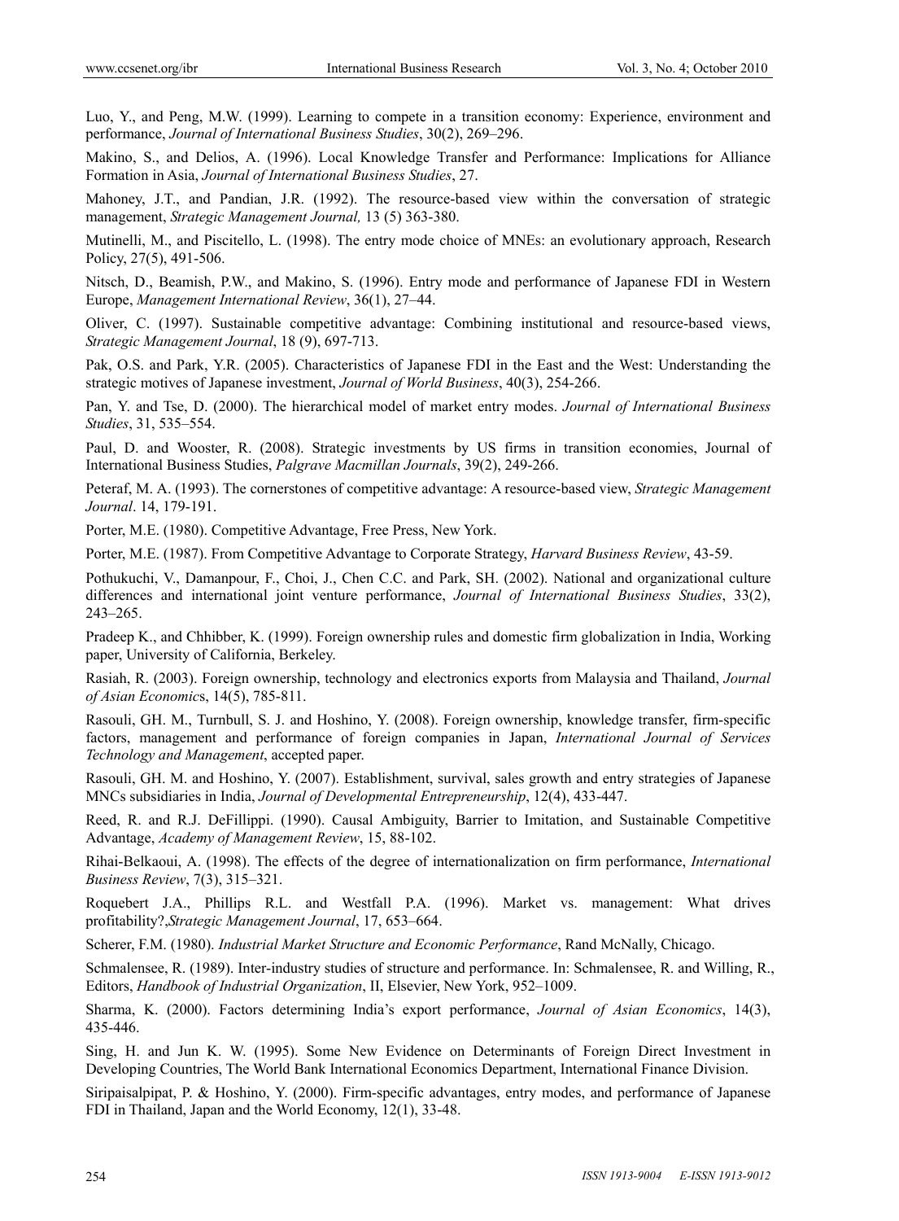Luo, Y., and Peng, M.W. (1999). Learning to compete in a transition economy: Experience, environment and performance, *Journal of International Business Studies*, 30(2), 269–296.

Makino, S., and Delios, A. (1996). Local Knowledge Transfer and Performance: Implications for Alliance Formation in Asia, *Journal of International Business Studies*, 27.

Mahoney, J.T., and Pandian, J.R. (1992). The resource-based view within the conversation of strategic management, *Strategic Management Journal,* 13 (5) 363-380.

Mutinelli, M., and Piscitello, L. (1998). The entry mode choice of MNEs: an evolutionary approach, Research Policy, 27(5), 491-506.

Nitsch, D., Beamish, P.W., and Makino, S. (1996). Entry mode and performance of Japanese FDI in Western Europe, *Management International Review*, 36(1), 27–44.

Oliver, C. (1997). Sustainable competitive advantage: Combining institutional and resource-based views, *Strategic Management Journal*, 18 (9), 697-713.

Pak, O.S. and Park, Y.R. (2005). Characteristics of Japanese FDI in the East and the West: Understanding the strategic motives of Japanese investment, *Journal of World Business*, 40(3), 254-266.

Pan, Y. and Tse, D. (2000). The hierarchical model of market entry modes. *Journal of International Business Studies*, 31, 535–554.

Paul, D. and Wooster, R. (2008). Strategic investments by US firms in transition economies, Journal of International Business Studies, *Palgrave Macmillan Journals*, 39(2), 249-266.

Peteraf, M. A. (1993). The cornerstones of competitive advantage: A resource-based view, *Strategic Management Journal*. 14, 179-191.

Porter, M.E. (1980). Competitive Advantage, Free Press, New York.

Porter, M.E. (1987). From Competitive Advantage to Corporate Strategy, *Harvard Business Review*, 43-59.

Pothukuchi, V., Damanpour, F., Choi, J., Chen C.C. and Park, SH. (2002). National and organizational culture differences and international joint venture performance, *Journal of International Business Studies*, 33(2), 243–265.

Pradeep K., and Chhibber, K. (1999). Foreign ownership rules and domestic firm globalization in India, Working paper, University of California, Berkeley.

Rasiah, R. (2003). Foreign ownership, technology and electronics exports from Malaysia and Thailand, *Journal of Asian Economics*, 14(5), 785-811.

Rasouli, GH. M., Turnbull, S. J. and Hoshino, Y. (2008). Foreign ownership, knowledge transfer, firm-specific factors, management and performance of foreign companies in Japan, *International Journal of Services Technology and Management*, accepted paper.

Rasouli, GH. M. and Hoshino, Y. (2007). Establishment, survival, sales growth and entry strategies of Japanese MNCs subsidiaries in India, *Journal of Developmental Entrepreneurship*, 12(4), 433-447.

Reed, R. and R.J. DeFillippi. (1990). Causal Ambiguity, Barrier to Imitation, and Sustainable Competitive Advantage, *Academy of Management Review*, 15, 88-102.

Rihai-Belkaoui, A. (1998). The effects of the degree of internationalization on firm performance, *International Business Review*, 7(3), 315–321.

Roquebert J.A., Phillips R.L. and Westfall P.A. (1996). Market vs. management: What drives profitability?,*Strategic Management Journal*, 17, 653–664.

Scherer, F.M. (1980). *Industrial Market Structure and Economic Performance*, Rand McNally, Chicago.

Schmalensee, R. (1989). Inter-industry studies of structure and performance. In: Schmalensee, R. and Willing, R., Editors, *Handbook of Industrial Organization*, II, Elsevier, New York, 952–1009.

Sharma, K. (2000). Factors determining India's export performance, *Journal of Asian Economics*, 14(3), 435-446.

Sing, H. and Jun K. W. (1995). Some New Evidence on Determinants of Foreign Direct Investment in Developing Countries, The World Bank International Economics Department, International Finance Division.

Siripaisalpipat, P. & Hoshino, Y. (2000). Firm-specific advantages, entry modes, and performance of Japanese FDI in Thailand, Japan and the World Economy, 12(1), 33-48.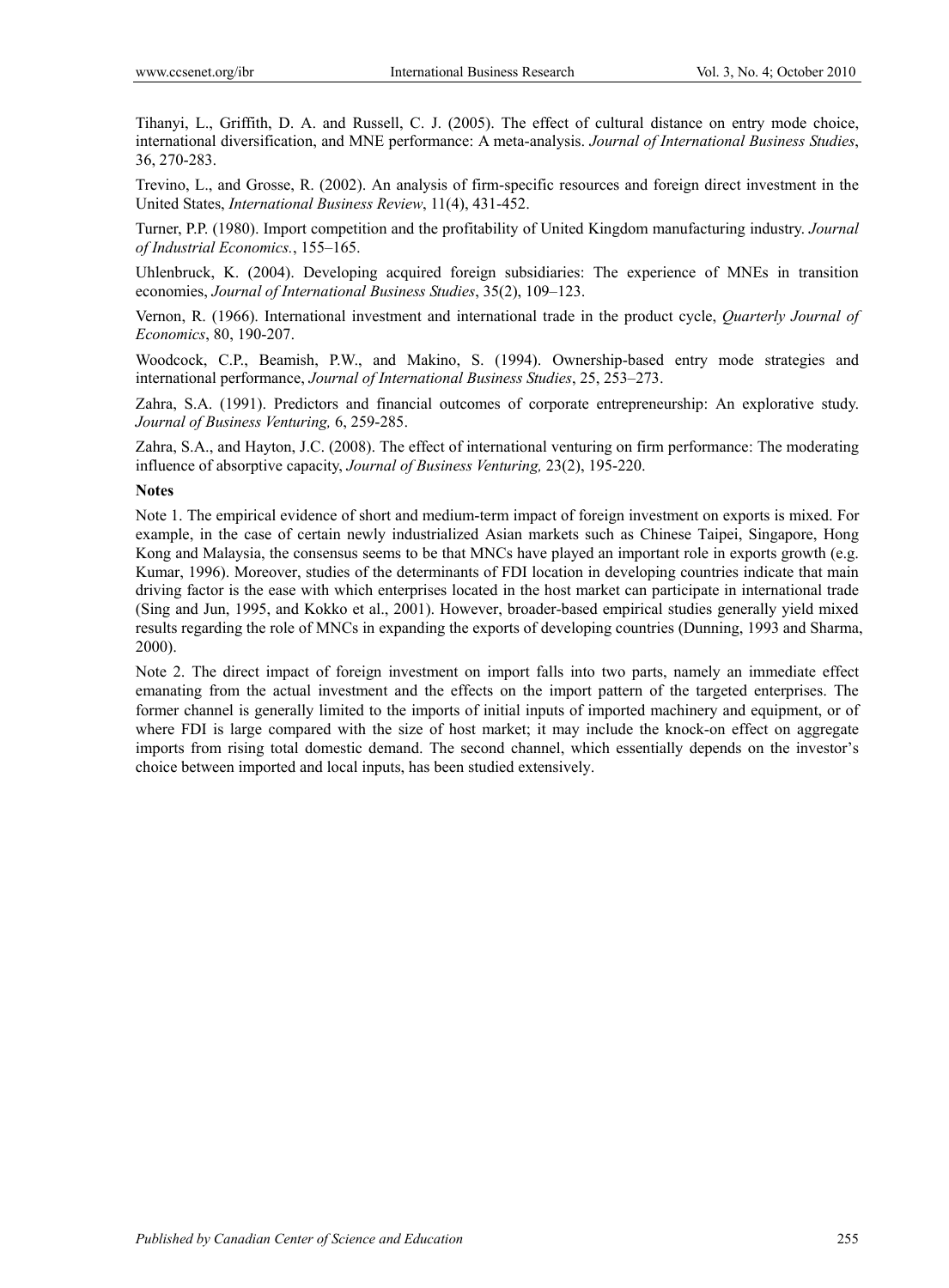Tihanyi, L., Griffith, D. A. and Russell, C. J. (2005). The effect of cultural distance on entry mode choice, international diversification, and MNE performance: A meta-analysis. *Journal of International Business Studies*, 36, 270-283.

Trevino, L., and Grosse, R. (2002). An analysis of firm-specific resources and foreign direct investment in the United States, *International Business Review*, 11(4), 431-452.

Turner, P.P. (1980). Import competition and the profitability of United Kingdom manufacturing industry. *Journal of Industrial Economics.*, 155–165.

Uhlenbruck, K. (2004). Developing acquired foreign subsidiaries: The experience of MNEs in transition economies, *Journal of International Business Studies*, 35(2), 109–123.

Vernon, R. (1966). International investment and international trade in the product cycle, *Quarterly Journal of Economics*, 80, 190-207.

Woodcock, C.P., Beamish, P.W., and Makino, S. (1994). Ownership-based entry mode strategies and international performance, *Journal of International Business Studies*, 25, 253–273.

Zahra, S.A. (1991). Predictors and financial outcomes of corporate entrepreneurship: An explorative study. *Journal of Business Venturing,* 6, 259-285.

Zahra, S.A., and Hayton, J.C. (2008). The effect of international venturing on firm performance: The moderating influence of absorptive capacity, *Journal of Business Venturing,* 23(2), 195-220.

**Notes**

Note 1. The empirical evidence of short and medium-term impact of foreign investment on exports is mixed. For example, in the case of certain newly industrialized Asian markets such as Chinese Taipei, Singapore, Hong Kong and Malaysia, the consensus seems to be that MNCs have played an important role in exports growth (e.g. Kumar, 1996). Moreover, studies of the determinants of FDI location in developing countries indicate that main driving factor is the ease with which enterprises located in the host market can participate in international trade (Sing and Jun, 1995, and Kokko et al., 2001). However, broader-based empirical studies generally yield mixed results regarding the role of MNCs in expanding the exports of developing countries (Dunning, 1993 and Sharma, 2000).

Note 2. The direct impact of foreign investment on import falls into two parts, namely an immediate effect emanating from the actual investment and the effects on the import pattern of the targeted enterprises. The former channel is generally limited to the imports of initial inputs of imported machinery and equipment, or of where FDI is large compared with the size of host market; it may include the knock-on effect on aggregate imports from rising total domestic demand. The second channel, which essentially depends on the investor's choice between imported and local inputs, has been studied extensively.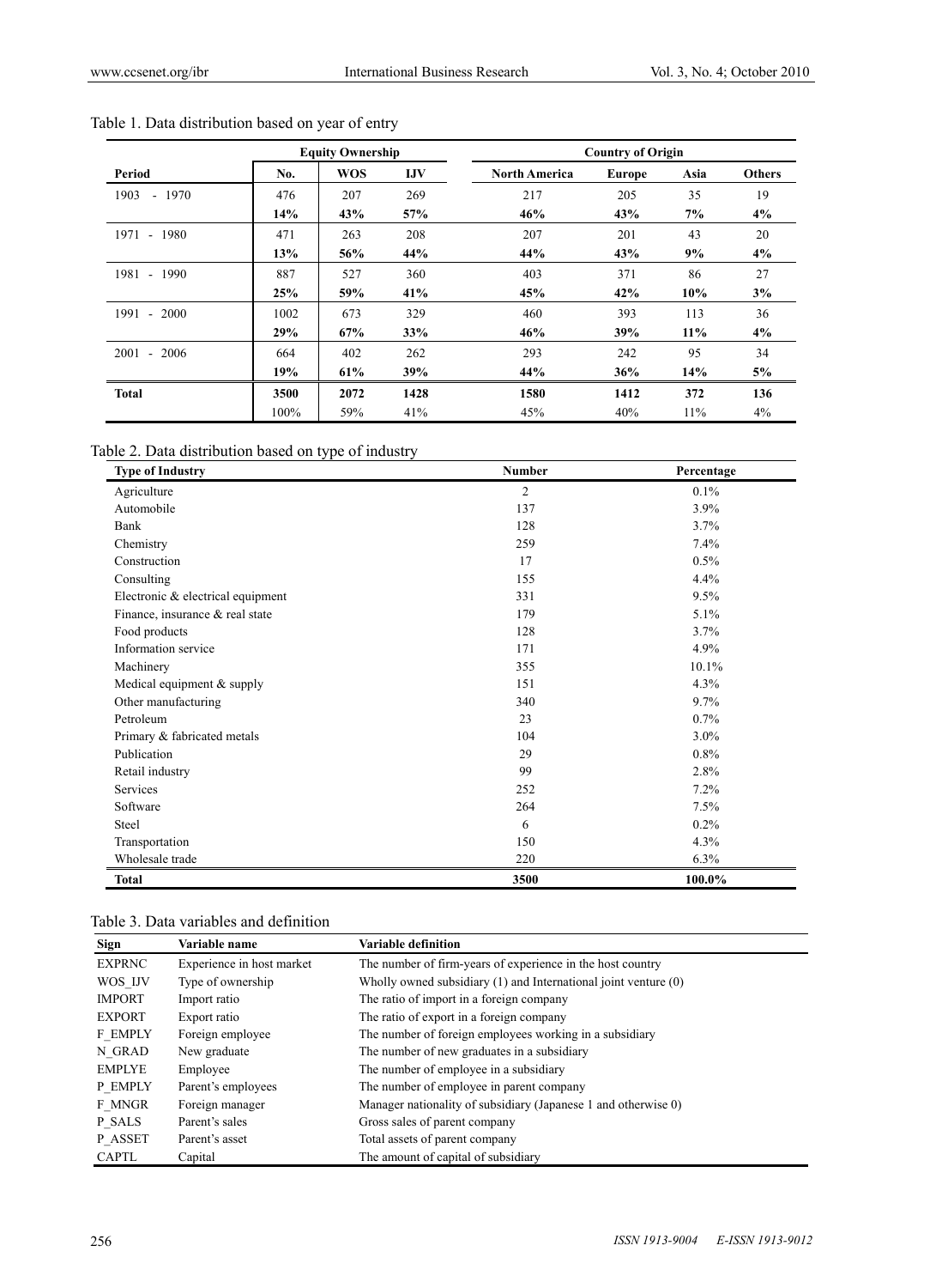Table 1. Data distribution based on year of entry

| Period | Equity Ownership | | | Country of Origin | | | |
|---|---|---|---|---|---|---|---|
| | No. | WOS | IJV | North America | Europe | Asia | Others |
| 1903 - 1970 | 476 | 207 | 269 | 217 | 205 | 35 | 19 |
| | **14%** | **43%** | **57%** | **46%** | **43%** | **7%** | **4%** |
| 1971 - 1980 | 471 | 263 | 208 | 207 | 201 | 43 | 20 |
| | **13%** | **56%** | **44%** | **44%** | **43%** | **9%** | **4%** |
| 1981 - 1990 | 887 | 527 | 360 | 403 | 371 | 86 | 27 |
| | **25%** | **59%** | **41%** | **45%** | **42%** | **10%** | **3%** |
| 1991 - 2000 | 1002 | 673 | 329 | 460 | 393 | 113 | 36 |
| | **29%** | **67%** | **33%** | **46%** | **39%** | **11%** | **4%** |
| 2001 - 2006 | 664 | 402 | 262 | 293 | 242 | 95 | 34 |
| | **19%** | **61%** | **39%** | **44%** | **36%** | **14%** | **5%** |
| **Total** | **3500** | **2072** | **1428** | **1580** | **1412** | **372** | **136** |
| | 100% | 59% | 41% | 45% | 40% | 11% | 4% |

Table 2. Data distribution based on type of industry

| Type of Industry | Number | Percentage |
|---|---|---|
| Agriculture | 2 | 0.1% |
| Automobile | 137 | 3.9% |
| Bank | 128 | 3.7% |
| Chemistry | 259 | 7.4% |
| Construction | 17 | 0.5% |
| Consulting | 155 | 4.4% |
| Electronic & electrical equipment | 331 | 9.5% |
| Finance, insurance & real state | 179 | 5.1% |
| Food products | 128 | 3.7% |
| Information service | 171 | 4.9% |
| Machinery | 355 | 10.1% |
| Medical equipment & supply | 151 | 4.3% |
| Other manufacturing | 340 | 9.7% |
| Petroleum | 23 | 0.7% |
| Primary & fabricated metals | 104 | 3.0% |
| Publication | 29 | 0.8% |
| Retail industry | 99 | 2.8% |
| Services | 252 | 7.2% |
| Software | 264 | 7.5% |
| Steel | 6 | 0.2% |
| Transportation | 150 | 4.3% |
| Wholesale trade | 220 | 6.3% |
| **Total** | **3500** | **100.0%** |

Table 3. Data variables and definition

| Sign | Variable name | Variable definition |
|---|---|---|
| EXPRNC | Experience in host market | The number of firm-years of experience in the host country |
| WOS_IJV | Type of ownership | Wholly owned subsidiary (1) and International joint venture (0) |
| IMPORT | Import ratio | The ratio of import in a foreign company |
| EXPORT | Export ratio | The ratio of export in a foreign company |
| F_EMPLY | Foreign employee | The number of foreign employees working in a subsidiary |
| N_GRAD | New graduate | The number of new graduates in a subsidiary |
| EMPLYE | Employee | The number of employee in a subsidiary |
| P_EMPLY | Parent's employees | The number of employee in parent company |
| F_MNGR | Foreign manager | Manager nationality of subsidiary (Japanese 1 and otherwise 0) |
| P_SALS | Parent's sales | Gross sales of parent company |
| P_ASSET | Parent's asset | Total assets of parent company |
| CAPTL | Capital | The amount of capital of subsidiary |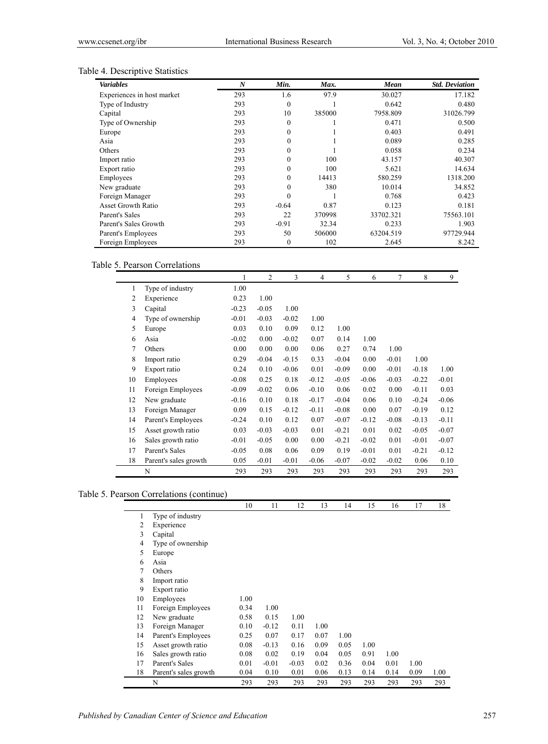Table 4. Descriptive Statistics

| *Variables* | *N* | *Min.* | *Max.* | *Mean* | *Std. Deviation* |
|---|---|---|---|---|---|
| Experiences in host market | 293 | 1.6 | 97.9 | 30.027 | 17.182 |
| Type of Industry | 293 | 0 | 1 | 0.642 | 0.480 |
| Capital | 293 | 10 | 385000 | 7958.809 | 31026.799 |
| Type of Ownership | 293 | 0 | 1 | 0.471 | 0.500 |
| Europe | 293 | 0 | 1 | 0.403 | 0.491 |
| Asia | 293 | 0 | 1 | 0.089 | 0.285 |
| Others | 293 | 0 | 1 | 0.058 | 0.234 |
| Import ratio | 293 | 0 | 100 | 43.157 | 40.307 |
| Export ratio | 293 | 0 | 100 | 5.621 | 14.634 |
| Employees | 293 | 0 | 14413 | 580.259 | 1318.200 |
| New graduate | 293 | 0 | 380 | 10.014 | 34.852 |
| Foreign Manager | 293 | 0 | 1 | 0.768 | 0.423 |
| Asset Growth Ratio | 293 | -0.64 | 0.87 | 0.123 | 0.181 |
| Parent's Sales | 293 | 22 | 370998 | 33702.321 | 75563.101 |
| Parent's Sales Growth | 293 | -0.91 | 32.34 | 0.233 | 1.903 |
| Parent's Employees | 293 | 50 | 506000 | 63204.519 | 97729.944 |
| Foreign Employees | 293 | 0 | 102 | 2.645 | 8.242 |

Table 5. Pearson Correlations

| | | 1 | 2 | 3 | 4 | 5 | 6 | 7 | 8 | 9 |
|---|---|---|---|---|---|---|---|---|---|---|
| 1 | Type of industry | 1.00 | | | | | | | | |
| 2 | Experience | 0.23 | 1.00 | | | | | | | |
| 3 | Capital | -0.23 | -0.05 | 1.00 | | | | | | |
| 4 | Type of ownership | -0.01 | -0.03 | -0.02 | 1.00 | | | | | |
| 5 | Europe | 0.03 | 0.10 | 0.09 | 0.12 | 1.00 | | | | |
| 6 | Asia | -0.02 | 0.00 | -0.02 | 0.07 | 0.14 | 1.00 | | | |
| 7 | Others | 0.00 | 0.00 | 0.00 | 0.06 | 0.27 | 0.74 | 1.00 | | |
| 8 | Import ratio | 0.29 | -0.04 | -0.15 | 0.33 | -0.04 | 0.00 | -0.01 | 1.00 | |
| 9 | Export ratio | 0.24 | 0.10 | -0.06 | 0.01 | -0.09 | 0.00 | -0.01 | -0.18 | 1.00 |
| 10 | Employees | -0.08 | 0.25 | 0.18 | -0.12 | -0.05 | -0.06 | -0.03 | -0.22 | -0.01 |
| 11 | Foreign Employees | -0.09 | -0.02 | 0.06 | -0.10 | 0.06 | 0.02 | 0.00 | -0.11 | 0.03 |
| 12 | New graduate | -0.16 | 0.10 | 0.18 | -0.17 | -0.04 | 0.06 | 0.10 | -0.24 | -0.06 |
| 13 | Foreign Manager | 0.09 | 0.15 | -0.12 | -0.11 | -0.08 | 0.00 | 0.07 | -0.19 | 0.12 |
| 14 | Parent's Employees | -0.24 | 0.10 | 0.12 | 0.07 | -0.07 | -0.12 | -0.08 | -0.13 | -0.11 |
| 15 | Asset growth ratio | 0.03 | -0.03 | -0.03 | 0.01 | -0.21 | 0.01 | 0.02 | -0.05 | -0.07 |
| 16 | Sales growth ratio | -0.01 | -0.05 | 0.00 | 0.00 | -0.21 | -0.02 | 0.01 | -0.01 | -0.07 |
| 17 | Parent's Sales | -0.05 | 0.08 | 0.06 | 0.09 | 0.19 | -0.01 | 0.01 | -0.21 | -0.12 |
| 18 | Parent's sales growth | 0.05 | -0.01 | -0.01 | -0.06 | -0.07 | -0.02 | -0.02 | 0.06 | 0.10 |
| | N | 293 | 293 | 293 | 293 | 293 | 293 | 293 | 293 | 293 |

Table 5. Pearson Correlations (continue)

| | | 10 | 11 | 12 | 13 | 14 | 15 | 16 | 17 | 18 |
|---|---|---|---|---|---|---|---|---|---|---|
| 1 | Type of industry | | | | | | | | | |
| 2 | Experience | | | | | | | | | |
| 3 | Capital | | | | | | | | | |
| 4 | Type of ownership | | | | | | | | | |
| 5 | Europe | | | | | | | | | |
| 6 | Asia | | | | | | | | | |
| 7 | Others | | | | | | | | | |
| 8 | Import ratio | | | | | | | | | |
| 9 | Export ratio | | | | | | | | | |
| 10 | Employees | 1.00 | | | | | | | | |
| 11 | Foreign Employees | 0.34 | 1.00 | | | | | | | |
| 12 | New graduate | 0.58 | 0.15 | 1.00 | | | | | | |
| 13 | Foreign Manager | 0.10 | -0.12 | 0.11 | 1.00 | | | | | |
| 14 | Parent's Employees | 0.25 | 0.07 | 0.17 | 0.07 | 1.00 | | | | |
| 15 | Asset growth ratio | 0.08 | -0.13 | 0.16 | 0.09 | 0.05 | 1.00 | | | |
| 16 | Sales growth ratio | 0.08 | 0.02 | 0.19 | 0.04 | 0.05 | 0.91 | 1.00 | | |
| 17 | Parent's Sales | 0.01 | -0.01 | -0.03 | 0.02 | 0.36 | 0.04 | 0.01 | 1.00 | |
| 18 | Parent's sales growth | 0.04 | 0.10 | 0.01 | 0.06 | 0.13 | 0.14 | 0.14 | 0.09 | 1.00 |
| | N | 293 | 293 | 293 | 293 | 293 | 293 | 293 | 293 | 293 |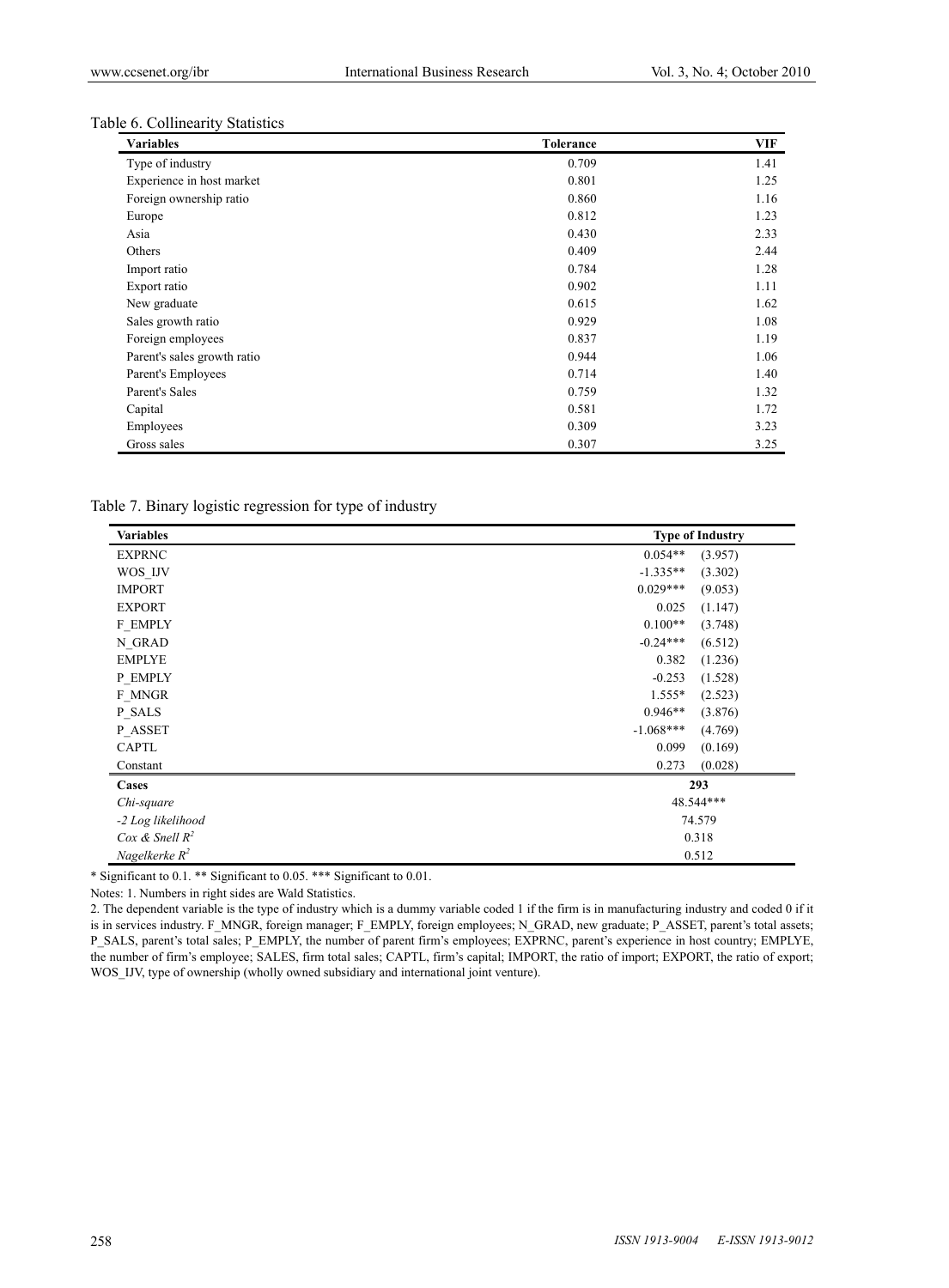Table 6. Collinearity Statistics

| Variables | Tolerance | VIF |
|---|---|---|
| Type of industry | 0.709 | 1.41 |
| Experience in host market | 0.801 | 1.25 |
| Foreign ownership ratio | 0.860 | 1.16 |
| Europe | 0.812 | 1.23 |
| Asia | 0.430 | 2.33 |
| Others | 0.409 | 2.44 |
| Import ratio | 0.784 | 1.28 |
| Export ratio | 0.902 | 1.11 |
| New graduate | 0.615 | 1.62 |
| Sales growth ratio | 0.929 | 1.08 |
| Foreign employees | 0.837 | 1.19 |
| Parent's sales growth ratio | 0.944 | 1.06 |
| Parent's Employees | 0.714 | 1.40 |
| Parent's Sales | 0.759 | 1.32 |
| Capital | 0.581 | 1.72 |
| Employees | 0.309 | 3.23 |
| Gross sales | 0.307 | 3.25 |

Table 7. Binary logistic regression for type of industry

| Variables | Type of Industry | |
|---|---|---|
| EXPRNC | 0.054** | (3.957) |
| WOS_IJV | -1.335** | (3.302) |
| IMPORT | 0.029*** | (9.053) |
| EXPORT | 0.025 | (1.147) |
| F_EMPLY | 0.100** | (3.748) |
| N_GRAD | -0.24*** | (6.512) |
| EMPLYE | 0.382 | (1.236) |
| P_EMPLY | -0.253 | (1.528) |
| F_MNGR | 1.555* | (2.523) |
| P_SALS | 0.946** | (3.876) |
| P_ASSET | -1.068*** | (4.769) |
| CAPTL | 0.099 | (0.169) |
| Constant | 0.273 | (0.028) |
| **Cases** | **293** | |
| *Chi-square* | 48.544*** | |
| *-2 Log likelihood* | 74.579 | |
| *Cox & Snell* $R^2$ | 0.318 | |
| *Nagelkerke* $R^2$ | 0.512 | |

\* Significant to 0.1. ** Significant to 0.05. *** Significant to 0.01.

Notes: 1. Numbers in right sides are Wald Statistics.

2. The dependent variable is the type of industry which is a dummy variable coded 1 if the firm is in manufacturing industry and coded 0 if it is in services industry. F_MNGR, foreign manager; F_EMPLY, foreign employees; N_GRAD, new graduate; P_ASSET, parent's total assets; P_SALS, parent's total sales; P_EMPLY, the number of parent firm's employees; EXPRNC, parent's experience in host country; EMPLYE, the number of firm's employee; SALES, firm total sales; CAPTL, firm's capital; IMPORT, the ratio of import; EXPORT, the ratio of export; WOS_IJV, type of ownership (wholly owned subsidiary and international joint venture).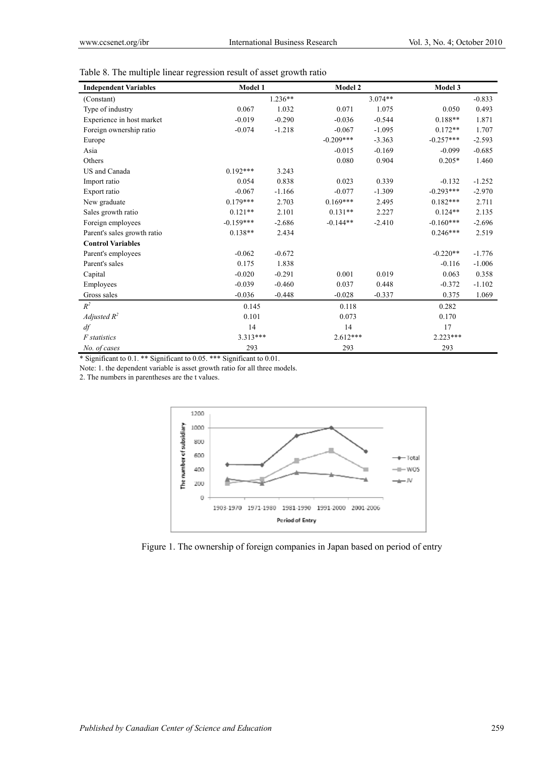Table 8. The multiple linear regression result of asset growth ratio

| Independent Variables | Model 1 | | Model 2 | | Model 3 | |
|---|---|---|---|---|---|---|
| (Constant) | | 1.236** | | 3.074** | | -0.833 |
| Type of industry | 0.067 | 1.032 | 0.071 | 1.075 | 0.050 | 0.493 |
| Experience in host market | -0.019 | -0.290 | -0.036 | -0.544 | 0.188** | 1.871 |
| Foreign ownership ratio | -0.074 | -1.218 | -0.067 | -1.095 | 0.172** | 1.707 |
| Europe | | | -0.209*** | -3.363 | -0.257*** | -2.593 |
| Asia | | | -0.015 | -0.169 | -0.099 | -0.685 |
| Others | | | 0.080 | 0.904 | 0.205* | 1.460 |
| US and Canada | 0.192*** | 3.243 | | | | |
| Import ratio | 0.054 | 0.838 | 0.023 | 0.339 | -0.132 | -1.252 |
| Export ratio | -0.067 | -1.166 | -0.077 | -1.309 | -0.293*** | -2.970 |
| New graduate | 0.179*** | 2.703 | 0.169*** | 2.495 | 0.182*** | 2.711 |
| Sales growth ratio | 0.121** | 2.101 | 0.131** | 2.227 | 0.124** | 2.135 |
| Foreign employees | -0.159*** | -2.686 | -0.144** | -2.410 | -0.160*** | -2.696 |
| Parent's sales growth ratio | 0.138** | 2.434 | | | 0.246*** | 2.519 |
| **Control Variables** | | | | | | |
| Parent's employees | -0.062 | -0.672 | | | -0.220** | -1.776 |
| Parent's sales | 0.175 | 1.838 | | | -0.116 | -1.006 |
| Capital | -0.020 | -0.291 | 0.001 | 0.019 | 0.063 | 0.358 |
| Employees | -0.039 | -0.460 | 0.037 | 0.448 | -0.372 | -1.102 |
| Gross sales | -0.036 | -0.448 | -0.028 | -0.337 | 0.375 | 1.069 |
| $R^2$ | 0.145 | | 0.118 | | 0.282 | |
| *Adjusted* $R^2$ | 0.101 | | 0.073 | | 0.170 | |
| *df* | 14 | | 14 | | 17 | |
| *F statistics* | 3.313*** | | 2.612*** | | 2.223*** | |
| *No. of cases* | 293 | | 293 | | 293 | |

* Significant to 0.1. ** Significant to 0.05. *** Significant to 0.01.

Note: 1. the dependent variable is asset growth ratio for all three models.

2. The numbers in parentheses are the t values.

The number of subsidiary

1200
1000
800
600
400
200
0

1903-1970 1971-1980 1981-1990 1991-2000 2001-2006

Period of Entry

Total
WOS
JV

Figure 1. The ownership of foreign companies in Japan based on period of entry